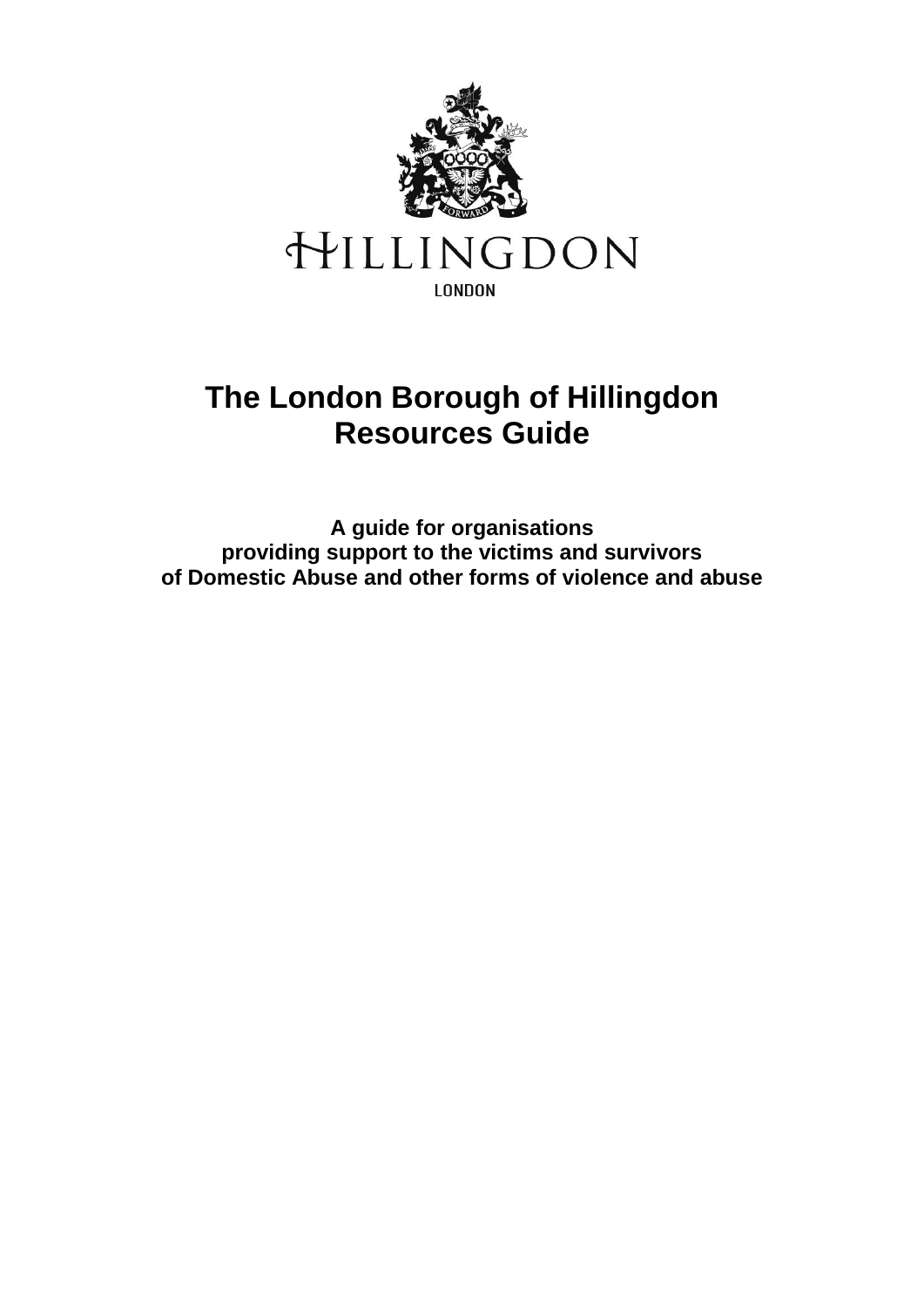HILLINGDON

LONDON

# The London Borough of Hillingdon Resources Guide

**A guide for organisations providing support to the victims and survivors of Domestic Abuse and other forms of violence and abuse**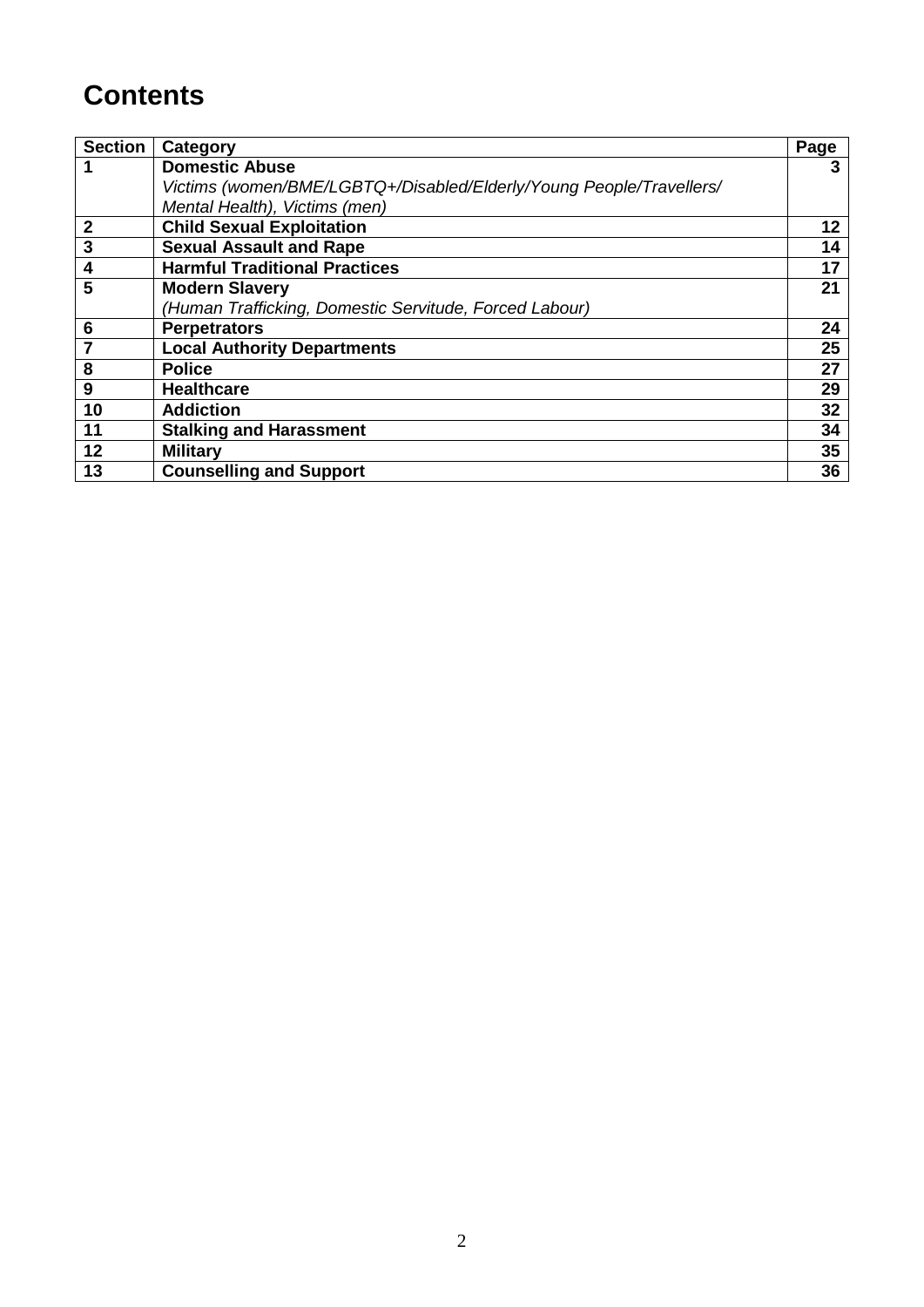# Contents

| Section | Category | Page |
|---|---|---|
| 1 | **Domestic Abuse**<br>*Victims (women/BME/LGBTQ+/Disabled/Elderly/Young People/Travellers/ Mental Health), Victims (men)* | 3 |
| 2 | **Child Sexual Exploitation** | 12 |
| 3 | **Sexual Assault and Rape** | 14 |
| 4 | **Harmful Traditional Practices** | 17 |
| 5 | **Modern Slavery**<br>*(Human Trafficking, Domestic Servitude, Forced Labour)* | 21 |
| 6 | **Perpetrators** | 24 |
| 7 | **Local Authority Departments** | 25 |
| 8 | **Police** | 27 |
| 9 | **Healthcare** | 29 |
| 10 | **Addiction** | 32 |
| 11 | **Stalking and Harassment** | 34 |
| 12 | **Military** | 35 |
| 13 | **Counselling and Support** | 36 |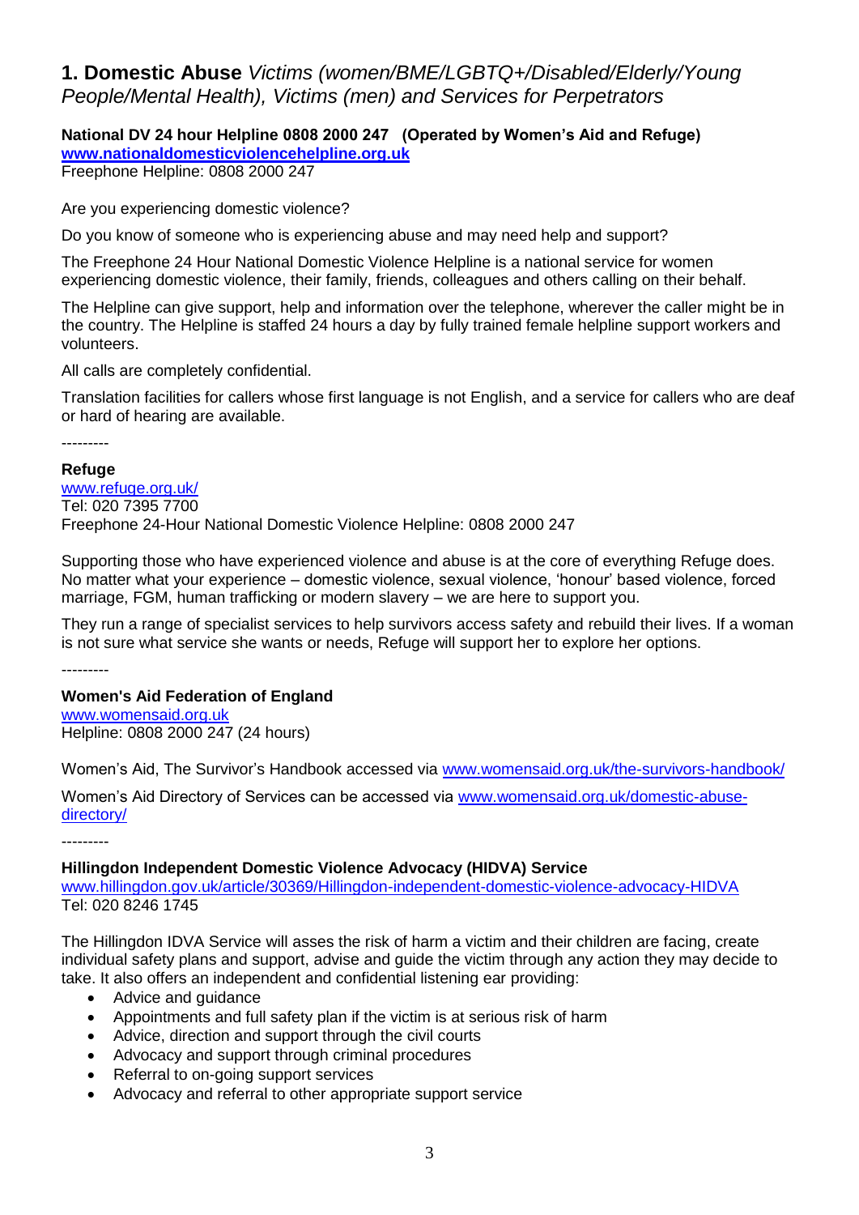## 1. Domestic Abuse *Victims (women/BME/LGBTQ+/Disabled/Elderly/Young People/Mental Health), Victims (men) and Services for Perpetrators*

**National DV 24 hour Helpline 0808 2000 247 (Operated by Women's Aid and Refuge)**
**[www.nationaldomesticviolencehelpline.org.uk](www.nationaldomesticviolencehelpline.org.uk)**
Freephone Helpline: 0808 2000 247

Are you experiencing domestic violence?

Do you know of someone who is experiencing abuse and may need help and support?

The Freephone 24 Hour National Domestic Violence Helpline is a national service for women experiencing domestic violence, their family, friends, colleagues and others calling on their behalf.

The Helpline can give support, help and information over the telephone, wherever the caller might be in the country. The Helpline is staffed 24 hours a day by fully trained female helpline support workers and volunteers.

All calls are completely confidential.

Translation facilities for callers whose first language is not English, and a service for callers who are deaf or hard of hearing are available.

---------

**Refuge**
[www.refuge.org.uk/](www.refuge.org.uk/)
Tel: 020 7395 7700
Freephone 24-Hour National Domestic Violence Helpline: 0808 2000 247

Supporting those who have experienced violence and abuse is at the core of everything Refuge does. No matter what your experience – domestic violence, sexual violence, 'honour' based violence, forced marriage, FGM, human trafficking or modern slavery – we are here to support you.

They run a range of specialist services to help survivors access safety and rebuild their lives. If a woman is not sure what service she wants or needs, Refuge will support her to explore her options.

---------

**Women's Aid Federation of England**
[www.womensaid.org.uk](www.womensaid.org.uk)
Helpline: 0808 2000 247 (24 hours)

Women's Aid, The Survivor's Handbook accessed via [www.womensaid.org.uk/the-survivors-handbook/](www.womensaid.org.uk/the-survivors-handbook/)

Women's Aid Directory of Services can be accessed via [www.womensaid.org.uk/domestic-abuse-directory/](www.womensaid.org.uk/domestic-abuse-directory/)

---------

**Hillingdon Independent Domestic Violence Advocacy (HIDVA) Service**
[www.hillingdon.gov.uk/article/30369/Hillingdon-independent-domestic-violence-advocacy-HIDVA](www.hillingdon.gov.uk/article/30369/Hillingdon-independent-domestic-violence-advocacy-HIDVA)
Tel: 020 8246 1745

The Hillingdon IDVA Service will asses the risk of harm a victim and their children are facing, create individual safety plans and support, advise and guide the victim through any action they may decide to take. It also offers an independent and confidential listening ear providing:

- Advice and guidance
- Appointments and full safety plan if the victim is at serious risk of harm
- Advice, direction and support through the civil courts
- Advocacy and support through criminal procedures
- Referral to on-going support services
- Advocacy and referral to other appropriate support service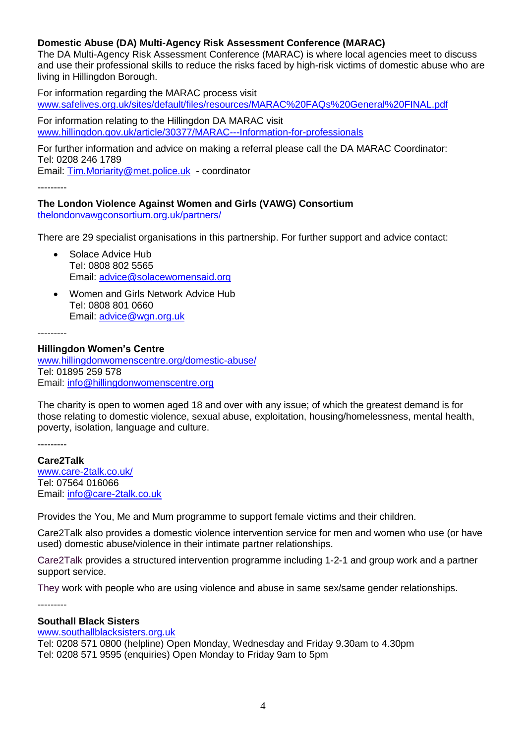**Domestic Abuse (DA) Multi-Agency Risk Assessment Conference (MARAC)**
The DA Multi-Agency Risk Assessment Conference (MARAC) is where local agencies meet to discuss and use their professional skills to reduce the risks faced by high-risk victims of domestic abuse who are living in Hillingdon Borough.

For information regarding the MARAC process visit
www.safelives.org.uk/sites/default/files/resources/MARAC%20FAQs%20General%20FINAL.pdf

For information relating to the Hillingdon DA MARAC visit
www.hillingdon.gov.uk/article/30377/MARAC---Information-for-professionals

For further information and advice on making a referral please call the DA MARAC Coordinator:
Tel: 0208 246 1789
Email: Tim.Moriarity@met.police.uk - coordinator

---------

**The London Violence Against Women and Girls (VAWG) Consortium**
thelondonvawgconsortium.org.uk/partners/

There are 29 specialist organisations in this partnership. For further support and advice contact:

- Solace Advice Hub
  Tel: 0808 802 5565
  Email: advice@solacewomensaid.org
- Women and Girls Network Advice Hub
  Tel: 0808 801 0660
  Email: advice@wgn.org.uk

---------

**Hillingdon Women's Centre**
www.hillingdonwomenscentre.org/domestic-abuse/
Tel: 01895 259 578
Email: info@hillingdonwomenscentre.org

The charity is open to women aged 18 and over with any issue; of which the greatest demand is for those relating to domestic violence, sexual abuse, exploitation, housing/homelessness, mental health, poverty, isolation, language and culture.

---------

**Care2Talk**
www.care-2talk.co.uk/
Tel: 07564 016066
Email: info@care-2talk.co.uk

Provides the You, Me and Mum programme to support female victims and their children.

Care2Talk also provides a domestic violence intervention service for men and women who use (or have used) domestic abuse/violence in their intimate partner relationships.

Care2Talk provides a structured intervention programme including 1-2-1 and group work and a partner support service.

They work with people who are using violence and abuse in same sex/same gender relationships.

---------

**Southall Black Sisters**
www.southallblacksisters.org.uk
Tel: 0208 571 0800 (helpline) Open Monday, Wednesday and Friday 9.30am to 4.30pm
Tel: 0208 571 9595 (enquiries) Open Monday to Friday 9am to 5pm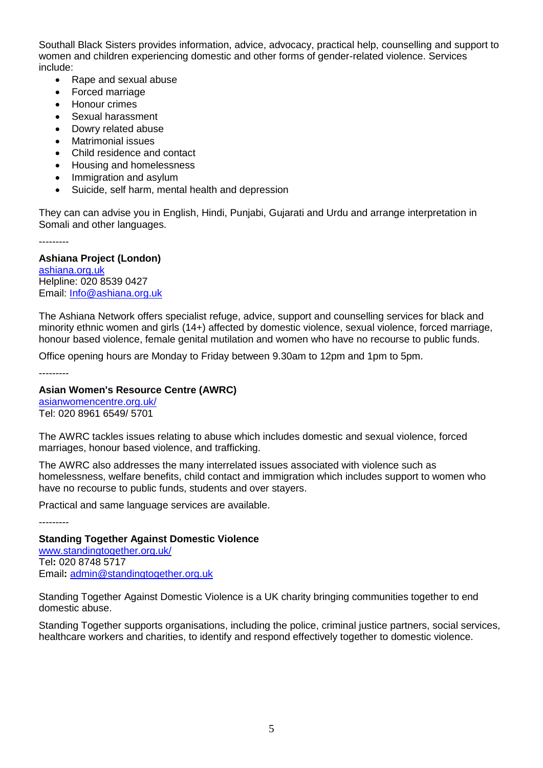Southall Black Sisters provides information, advice, advocacy, practical help, counselling and support to women and children experiencing domestic and other forms of gender-related violence. Services include:

- Rape and sexual abuse
- Forced marriage
- Honour crimes
- Sexual harassment
- Dowry related abuse
- Matrimonial issues
- Child residence and contact
- Housing and homelessness
- Immigration and asylum
- Suicide, self harm, mental health and depression

They can can advise you in English, Hindi, Punjabi, Gujarati and Urdu and arrange interpretation in Somali and other languages.

---------

**Ashiana Project (London)**
ashiana.org.uk
Helpline: 020 8539 0427
Email: Info@ashiana.org.uk

The Ashiana Network offers specialist refuge, advice, support and counselling services for black and minority ethnic women and girls (14+) affected by domestic violence, sexual violence, forced marriage, honour based violence, female genital mutilation and women who have no recourse to public funds.

Office opening hours are Monday to Friday between 9.30am to 12pm and 1pm to 5pm.

---------

**Asian Women's Resource Centre (AWRC)**
asianwomencentre.org.uk/
Tel: 020 8961 6549/ 5701

The AWRC tackles issues relating to abuse which includes domestic and sexual violence, forced marriages, honour based violence, and trafficking.

The AWRC also addresses the many interrelated issues associated with violence such as homelessness, welfare benefits, child contact and immigration which includes support to women who have no recourse to public funds, students and over stayers.

Practical and same language services are available.

---------

**Standing Together Against Domestic Violence**
www.standingtogether.org.uk/
Tel**:** 020 8748 5717
Email**:** admin@standingtogether.org.uk

Standing Together Against Domestic Violence is a UK charity bringing communities together to end domestic abuse.

Standing Together supports organisations, including the police, criminal justice partners, social services, healthcare workers and charities, to identify and respond effectively together to domestic violence.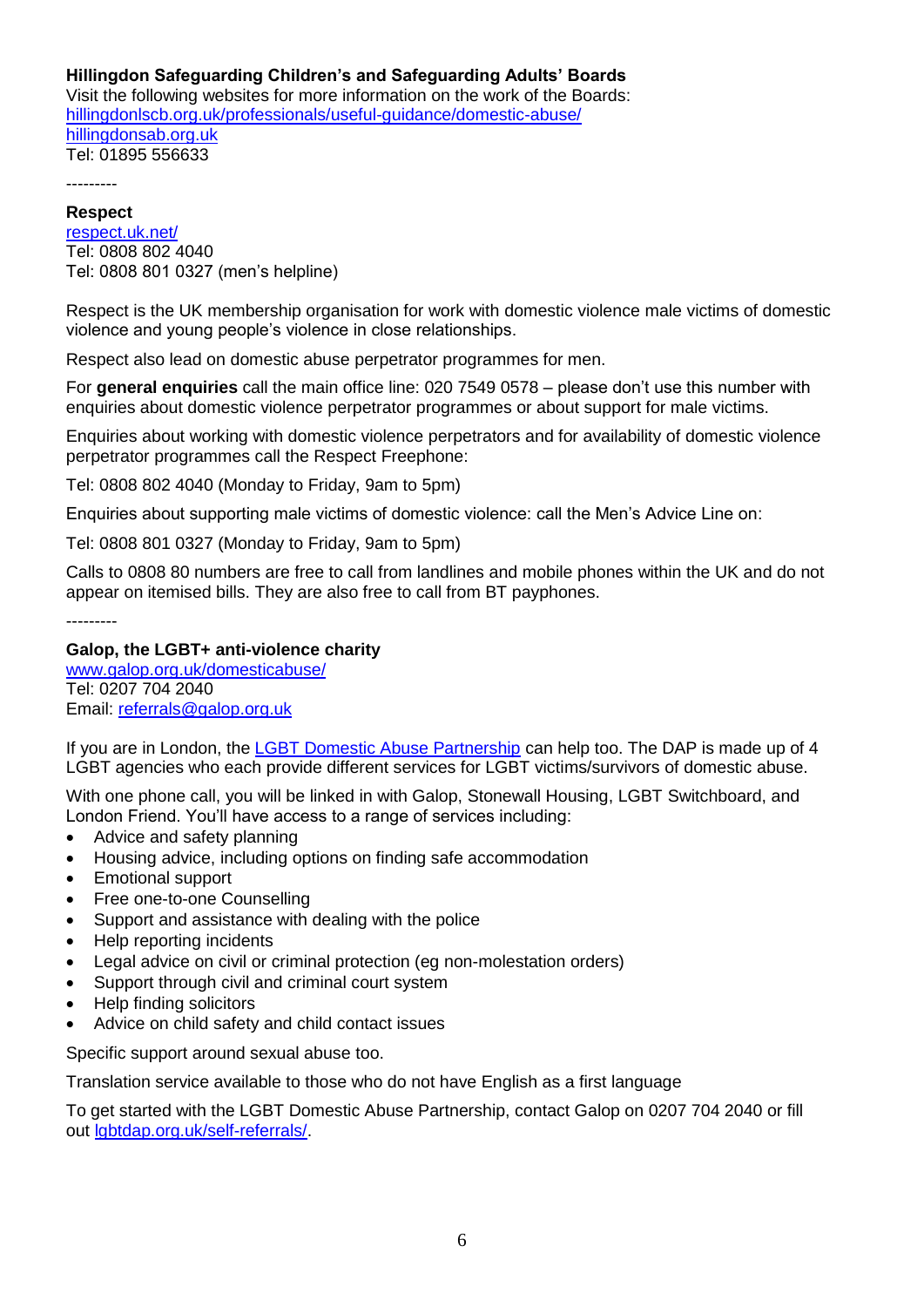**Hillingdon Safeguarding Children's and Safeguarding Adults' Boards**
Visit the following websites for more information on the work of the Boards:
[hillingdonlscb.org.uk/professionals/useful-guidance/domestic-abuse/](hillingdonlscb.org.uk/professionals/useful-guidance/domestic-abuse/)
[hillingdonsab.org.uk](hillingdonsab.org.uk)
Tel: 01895 556633

---------

**Respect**
[respect.uk.net/](respect.uk.net/)
Tel: 0808 802 4040
Tel: 0808 801 0327 (men's helpline)

Respect is the UK membership organisation for work with domestic violence male victims of domestic violence and young people's violence in close relationships.

Respect also lead on domestic abuse perpetrator programmes for men.

For **general enquiries** call the main office line: 020 7549 0578 – please don't use this number with enquiries about domestic violence perpetrator programmes or about support for male victims.

Enquiries about working with domestic violence perpetrators and for availability of domestic violence perpetrator programmes call the Respect Freephone:

Tel: 0808 802 4040 (Monday to Friday, 9am to 5pm)

Enquiries about supporting male victims of domestic violence: call the Men's Advice Line on:

Tel: 0808 801 0327 (Monday to Friday, 9am to 5pm)

Calls to 0808 80 numbers are free to call from landlines and mobile phones within the UK and do not appear on itemised bills. They are also free to call from BT payphones.

---------

**Galop, the LGBT+ anti-violence charity**
[www.galop.org.uk/domesticabuse/](www.galop.org.uk/domesticabuse/)
Tel: 0207 704 2040
Email: [referrals@galop.org.uk](mailto:referrals@galop.org.uk)

If you are in London, the LGBT Domestic Abuse Partnership can help too. The DAP is made up of 4 LGBT agencies who each provide different services for LGBT victims/survivors of domestic abuse.

With one phone call, you will be linked in with Galop, Stonewall Housing, LGBT Switchboard, and London Friend. You'll have access to a range of services including:

- Advice and safety planning
- Housing advice, including options on finding safe accommodation
- Emotional support
- Free one-to-one Counselling
- Support and assistance with dealing with the police
- Help reporting incidents
- Legal advice on civil or criminal protection (eg non-molestation orders)
- Support through civil and criminal court system
- Help finding solicitors
- Advice on child safety and child contact issues

Specific support around sexual abuse too.

Translation service available to those who do not have English as a first language

To get started with the LGBT Domestic Abuse Partnership, contact Galop on 0207 704 2040 or fill out [lgbtdap.org.uk/self-referrals/](lgbtdap.org.uk/self-referrals/).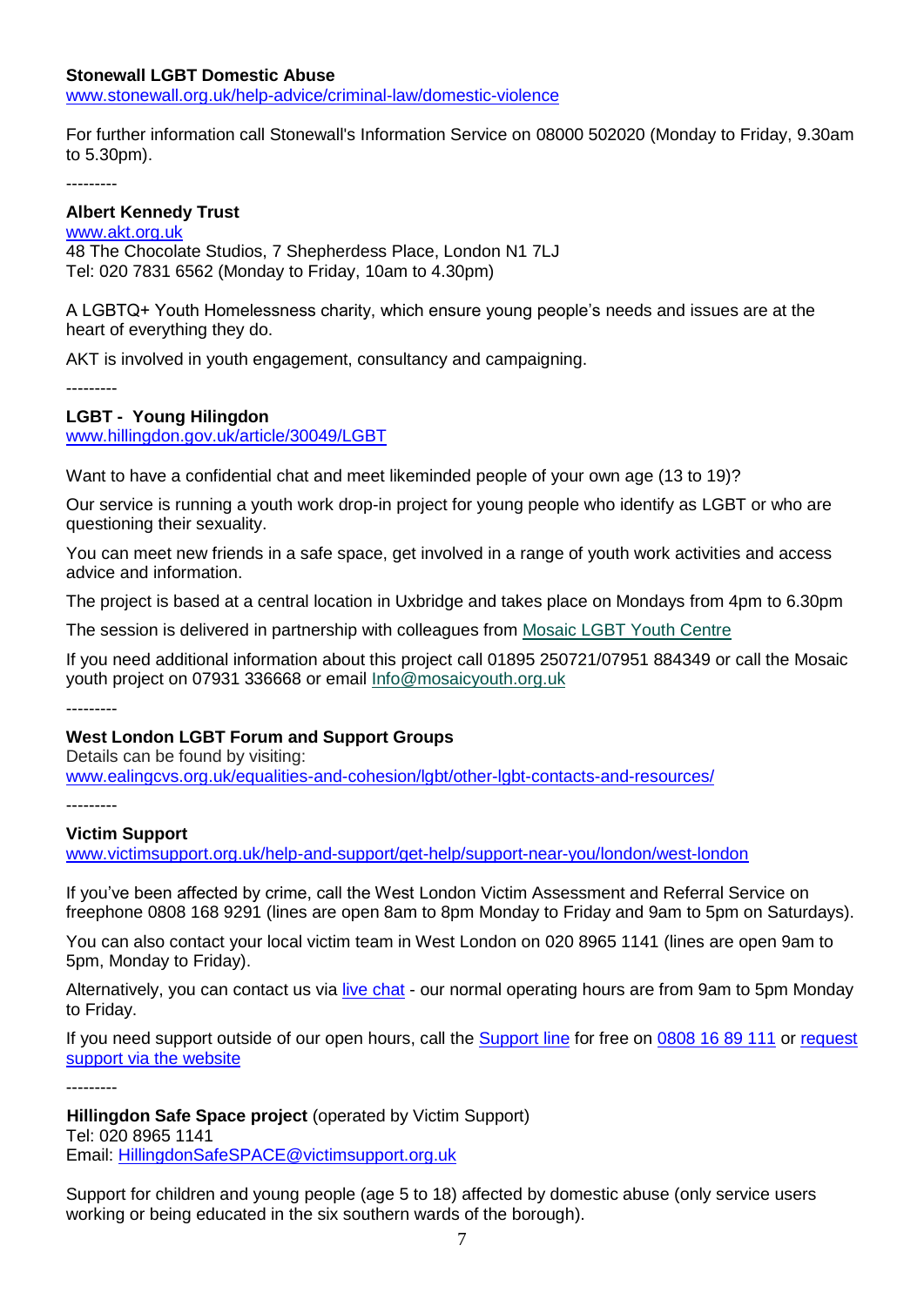**Stonewall LGBT Domestic Abuse**
www.stonewall.org.uk/help-advice/criminal-law/domestic-violence

For further information call Stonewall's Information Service on 08000 502020 (Monday to Friday, 9.30am to 5.30pm).

---------

**Albert Kennedy Trust**
www.akt.org.uk
48 The Chocolate Studios, 7 Shepherdess Place, London N1 7LJ
Tel: 020 7831 6562 (Monday to Friday, 10am to 4.30pm)

A LGBTQ+ Youth Homelessness charity, which ensure young people's needs and issues are at the heart of everything they do.

AKT is involved in youth engagement, consultancy and campaigning.

---------

**LGBT - Young Hilingdon**
www.hillingdon.gov.uk/article/30049/LGBT

Want to have a confidential chat and meet likeminded people of your own age (13 to 19)?

Our service is running a youth work drop-in project for young people who identify as LGBT or who are questioning their sexuality.

You can meet new friends in a safe space, get involved in a range of youth work activities and access advice and information.

The project is based at a central location in Uxbridge and takes place on Mondays from 4pm to 6.30pm

The session is delivered in partnership with colleagues from Mosaic LGBT Youth Centre

If you need additional information about this project call 01895 250721/07951 884349 or call the Mosaic youth project on 07931 336668 or email Info@mosaicyouth.org.uk

---------

**West London LGBT Forum and Support Groups**
Details can be found by visiting:
www.ealingcvs.org.uk/equalities-and-cohesion/lgbt/other-lgbt-contacts-and-resources/

---------

**Victim Support**
www.victimsupport.org.uk/help-and-support/get-help/support-near-you/london/west-london

If you've been affected by crime, call the West London Victim Assessment and Referral Service on freephone 0808 168 9291 (lines are open 8am to 8pm Monday to Friday and 9am to 5pm on Saturdays).

You can also contact your local victim team in West London on 020 8965 1141 (lines are open 9am to 5pm, Monday to Friday).

Alternatively, you can contact us via live chat - our normal operating hours are from 9am to 5pm Monday to Friday.

If you need support outside of our open hours, call the Support line for free on 0808 16 89 111 or request support via the website

---------

**Hillingdon Safe Space project** (operated by Victim Support)
Tel: 020 8965 1141
Email: HillingdonSafeSPACE@victimsupport.org.uk

Support for children and young people (age 5 to 18) affected by domestic abuse (only service users working or being educated in the six southern wards of the borough).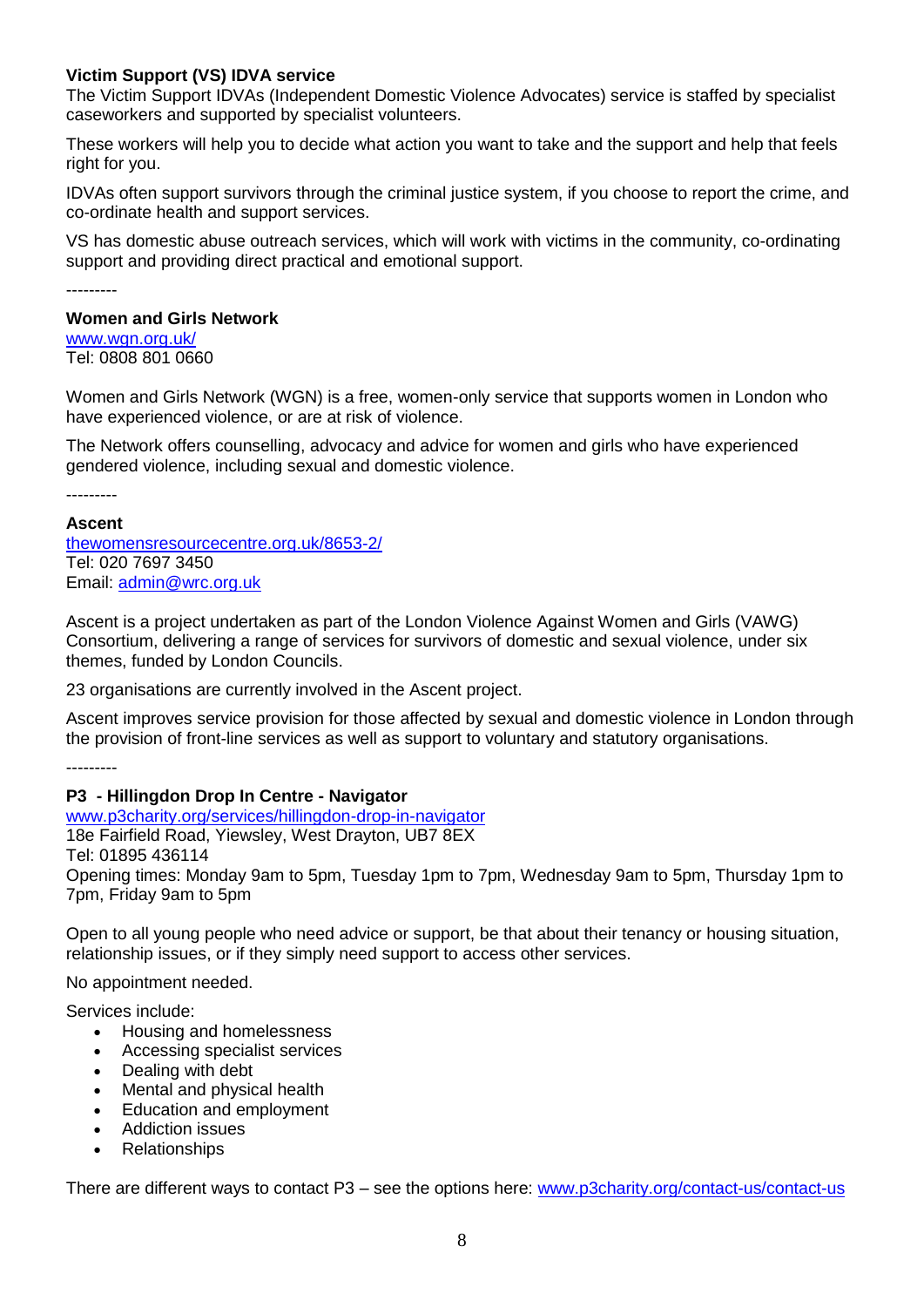**Victim Support (VS) IDVA service**

The Victim Support IDVAs (Independent Domestic Violence Advocates) service is staffed by specialist caseworkers and supported by specialist volunteers.

These workers will help you to decide what action you want to take and the support and help that feels right for you.

IDVAs often support survivors through the criminal justice system, if you choose to report the crime, and co-ordinate health and support services.

VS has domestic abuse outreach services, which will work with victims in the community, co-ordinating support and providing direct practical and emotional support.

---------

**Women and Girls Network**

[www.wgn.org.uk/](www.wgn.org.uk/)

Tel: 0808 801 0660

Women and Girls Network (WGN) is a free, women-only service that supports women in London who have experienced violence, or are at risk of violence.

The Network offers counselling, advocacy and advice for women and girls who have experienced gendered violence, including sexual and domestic violence.

---------

**Ascent**

[thewomensresourcecentre.org.uk/8653-2/](thewomensresourcecentre.org.uk/8653-2/)

Tel: 020 7697 3450

Email: [admin@wrc.org.uk](mailto:admin@wrc.org.uk)

Ascent is a project undertaken as part of the London Violence Against Women and Girls (VAWG) Consortium, delivering a range of services for survivors of domestic and sexual violence, under six themes, funded by London Councils.

23 organisations are currently involved in the Ascent project.

Ascent improves service provision for those affected by sexual and domestic violence in London through the provision of front-line services as well as support to voluntary and statutory organisations.

---------

**P3 - Hillingdon Drop In Centre - Navigator**

[www.p3charity.org/services/hillingdon-drop-in-navigator](www.p3charity.org/services/hillingdon-drop-in-navigator)

18e Fairfield Road, Yiewsley, West Drayton, UB7 8EX

Tel: 01895 436114

Opening times: Monday 9am to 5pm, Tuesday 1pm to 7pm, Wednesday 9am to 5pm, Thursday 1pm to 7pm, Friday 9am to 5pm

Open to all young people who need advice or support, be that about their tenancy or housing situation, relationship issues, or if they simply need support to access other services.

No appointment needed.

Services include:

- Housing and homelessness
- Accessing specialist services
- Dealing with debt
- Mental and physical health
- Education and employment
- Addiction issues
- Relationships

There are different ways to contact P3 – see the options here: [www.p3charity.org/contact-us/contact-us](www.p3charity.org/contact-us/contact-us)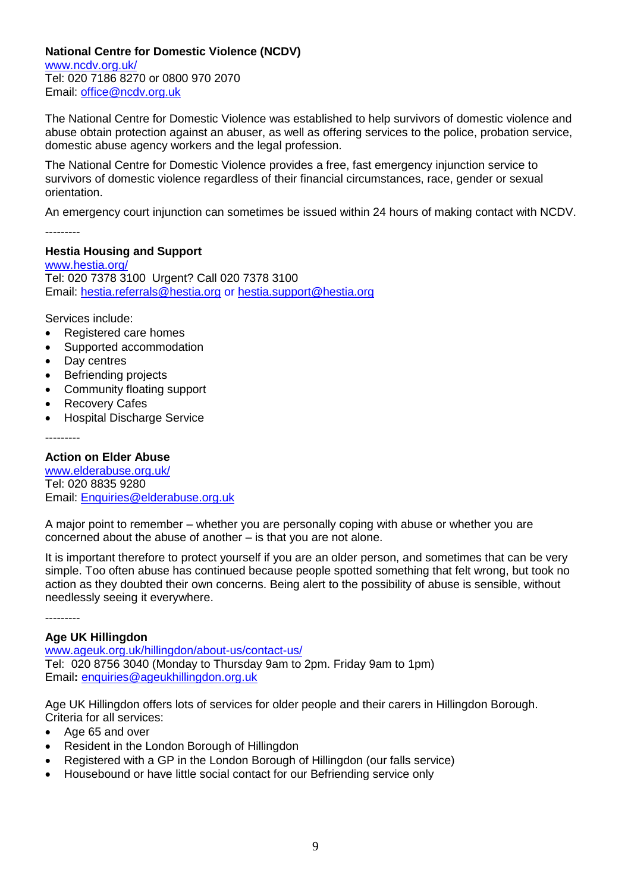**National Centre for Domestic Violence (NCDV)**
www.ncdv.org.uk/
Tel: 020 7186 8270 or 0800 970 2070
Email: office@ncdv.org.uk

The National Centre for Domestic Violence was established to help survivors of domestic violence and abuse obtain protection against an abuser, as well as offering services to the police, probation service, domestic abuse agency workers and the legal profession.

The National Centre for Domestic Violence provides a free, fast emergency injunction service to survivors of domestic violence regardless of their financial circumstances, race, gender or sexual orientation.

An emergency court injunction can sometimes be issued within 24 hours of making contact with NCDV.

---------

**Hestia Housing and Support**
www.hestia.org/
Tel: 020 7378 3100 Urgent? Call 020 7378 3100
Email: hestia.referrals@hestia.org or hestia.support@hestia.org

Services include:

- Registered care homes
- Supported accommodation
- Day centres
- Befriending projects
- Community floating support
- Recovery Cafes
- Hospital Discharge Service

---------

**Action on Elder Abuse**
www.elderabuse.org.uk/
Tel: 020 8835 9280
Email: Enquiries@elderabuse.org.uk

A major point to remember – whether you are personally coping with abuse or whether you are concerned about the abuse of another – is that you are not alone.

It is important therefore to protect yourself if you are an older person, and sometimes that can be very simple. Too often abuse has continued because people spotted something that felt wrong, but took no action as they doubted their own concerns. Being alert to the possibility of abuse is sensible, without needlessly seeing it everywhere.

---------

**Age UK Hillingdon**
www.ageuk.org.uk/hillingdon/about-us/contact-us/
Tel: 020 8756 3040 (Monday to Thursday 9am to 2pm. Friday 9am to 1pm)
Email**:** enquiries@ageukhillingdon.org.uk

Age UK Hillingdon offers lots of services for older people and their carers in Hillingdon Borough.
Criteria for all services:

- Age 65 and over
- Resident in the London Borough of Hillingdon
- Registered with a GP in the London Borough of Hillingdon (our falls service)
- Housebound or have little social contact for our Befriending service only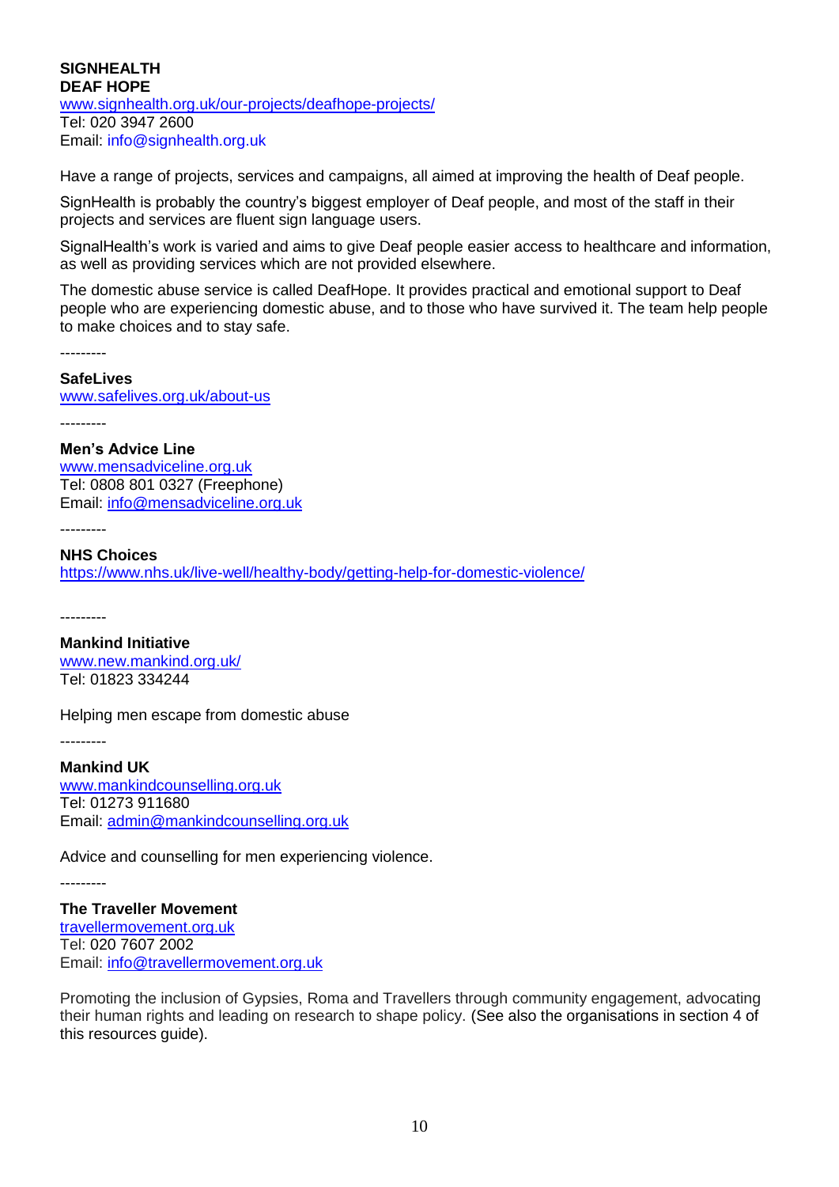**SIGNHEALTH**
**DEAF HOPE**
www.signhealth.org.uk/our-projects/deafhope-projects/
Tel: 020 3947 2600
Email: info@signhealth.org.uk

Have a range of projects, services and campaigns, all aimed at improving the health of Deaf people.

SignHealth is probably the country's biggest employer of Deaf people, and most of the staff in their projects and services are fluent sign language users.

SignalHealth's work is varied and aims to give Deaf people easier access to healthcare and information, as well as providing services which are not provided elsewhere.

The domestic abuse service is called DeafHope. It provides practical and emotional support to Deaf people who are experiencing domestic abuse, and to those who have survived it. The team help people to make choices and to stay safe.

---------

**SafeLives**
www.safelives.org.uk/about-us

---------

**Men's Advice Line**
www.mensadviceline.org.uk
Tel: 0808 801 0327 (Freephone)
Email: info@mensadviceline.org.uk

---------

**NHS Choices**
https://www.nhs.uk/live-well/healthy-body/getting-help-for-domestic-violence/

---------

**Mankind Initiative**
www.new.mankind.org.uk/
Tel: 01823 334244

Helping men escape from domestic abuse

---------

**Mankind UK**
www.mankindcounselling.org.uk
Tel: 01273 911680
Email: admin@mankindcounselling.org.uk

Advice and counselling for men experiencing violence.

---------

**The Traveller Movement**
travellermovement.org.uk
Tel: 020 7607 2002
Email: info@travellermovement.org.uk

Promoting the inclusion of Gypsies, Roma and Travellers through community engagement, advocating their human rights and leading on research to shape policy. (See also the organisations in section 4 of this resources guide).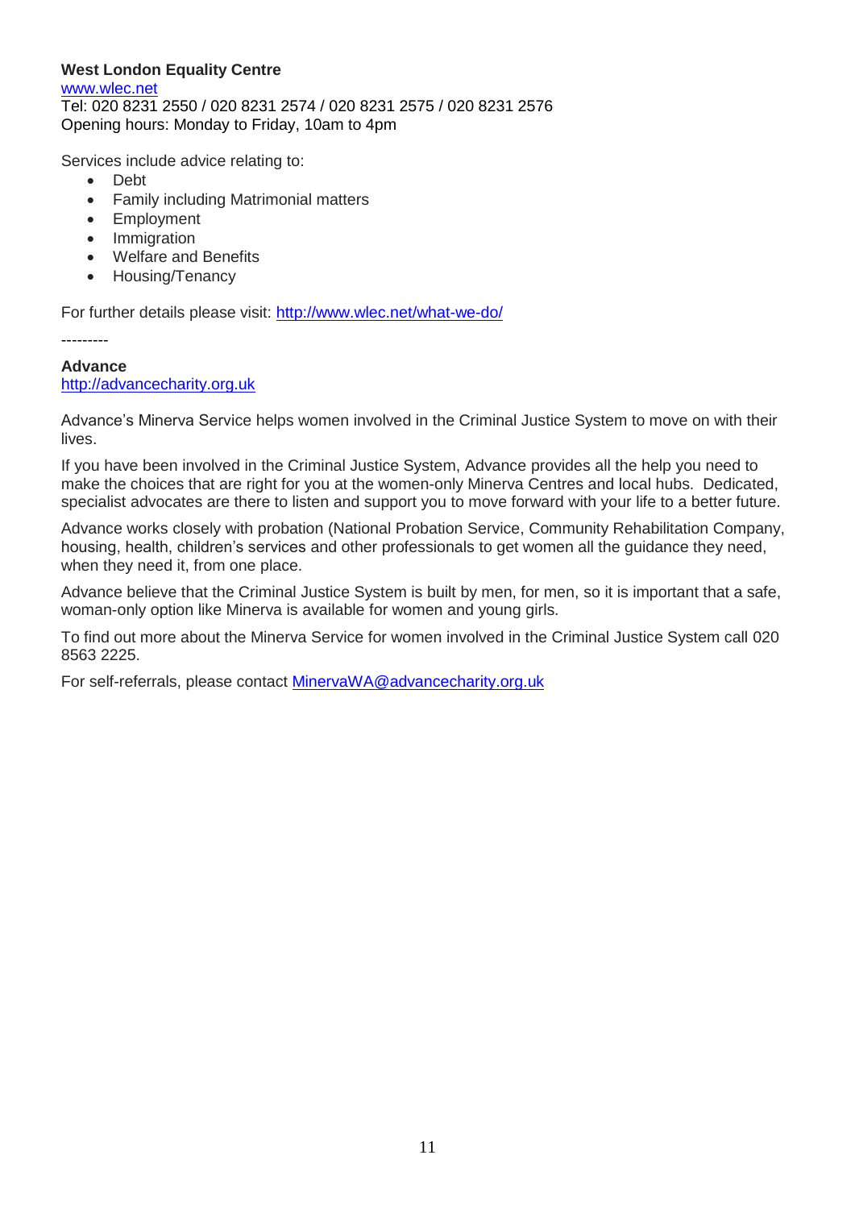**West London Equality Centre**
[www.wlec.net](www.wlec.net)
Tel: 020 8231 2550 / 020 8231 2574 / 020 8231 2575 / 020 8231 2576
Opening hours: Monday to Friday, 10am to 4pm

Services include advice relating to:

- Debt
- Family including Matrimonial matters
- Employment
- Immigration
- Welfare and Benefits
- Housing/Tenancy

For further details please visit: [http://www.wlec.net/what-we-do/](http://www.wlec.net/what-we-do/)

---------

**Advance**
[http://advancecharity.org.uk](http://advancecharity.org.uk)

Advance's Minerva Service helps women involved in the Criminal Justice System to move on with their lives.

If you have been involved in the Criminal Justice System, Advance provides all the help you need to make the choices that are right for you at the women-only Minerva Centres and local hubs. Dedicated, specialist advocates are there to listen and support you to move forward with your life to a better future.

Advance works closely with probation (National Probation Service, Community Rehabilitation Company, housing, health, children's services and other professionals to get women all the guidance they need, when they need it, from one place.

Advance believe that the Criminal Justice System is built by men, for men, so it is important that a safe, woman-only option like Minerva is available for women and young girls.

To find out more about the Minerva Service for women involved in the Criminal Justice System call 020 8563 2225.

For self-referrals, please contact [MinervaWA@advancecharity.org.uk](mailto:MinervaWA@advancecharity.org.uk)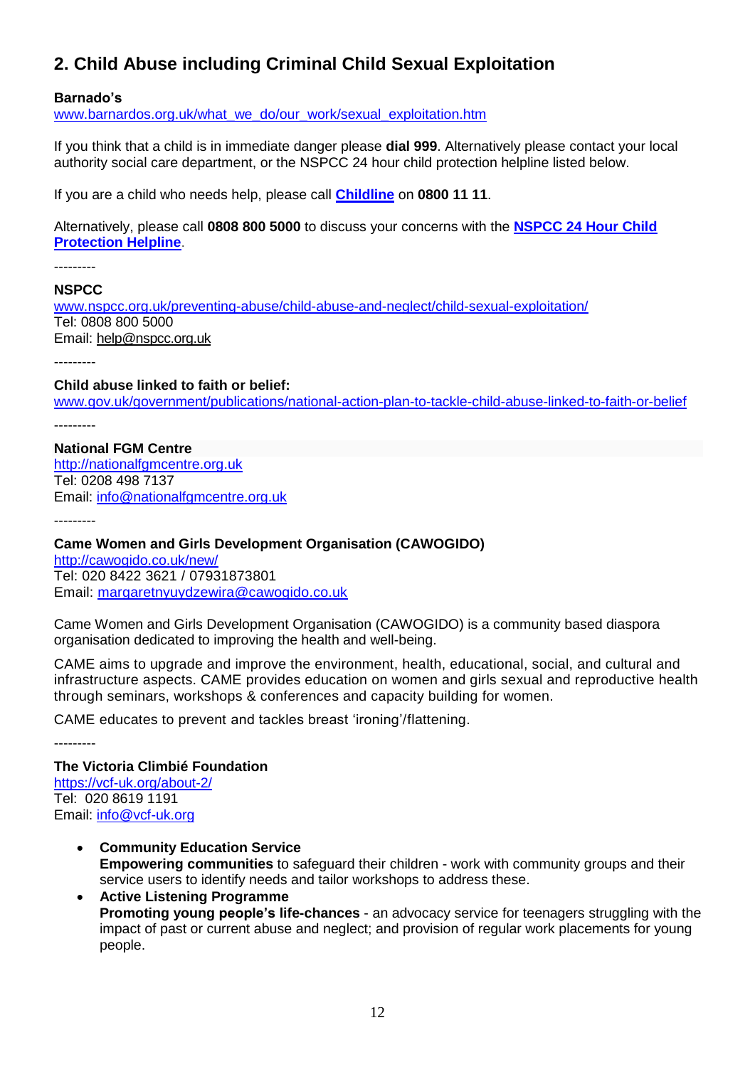## 2. Child Abuse including Criminal Child Sexual Exploitation

**Barnado's**
www.barnardos.org.uk/what_we_do/our_work/sexual_exploitation.htm

If you think that a child is in immediate danger please **dial 999**. Alternatively please contact your local authority social care department, or the NSPCC 24 hour child protection helpline listed below.

If you are a child who needs help, please call **Childline** on **0800 11 11**.

Alternatively, please call **0808 800 5000** to discuss your concerns with the **NSPCC 24 Hour Child Protection Helpline**.

---------

**NSPCC**
www.nspcc.org.uk/preventing-abuse/child-abuse-and-neglect/child-sexual-exploitation/
Tel: 0808 800 5000
Email: help@nspcc.org.uk

---------

**Child abuse linked to faith or belief:**
www.gov.uk/government/publications/national-action-plan-to-tackle-child-abuse-linked-to-faith-or-belief

---------

**National FGM Centre**
http://nationalfgmcentre.org.uk
Tel: 0208 498 7137
Email: info@nationalfgmcentre.org.uk

---------

**Came Women and Girls Development Organisation (CAWOGIDO)**
http://cawogido.co.uk/new/
Tel: 020 8422 3621 / 07931873801
Email: margaretnyuydzewira@cawogido.co.uk

Came Women and Girls Development Organisation (CAWOGIDO) is a community based diaspora organisation dedicated to improving the health and well-being.

CAME aims to upgrade and improve the environment, health, educational, social, and cultural and infrastructure aspects. CAME provides education on women and girls sexual and reproductive health through seminars, workshops & conferences and capacity building for women.

CAME educates to prevent and tackles breast 'ironing'/flattening.

---------

**The Victoria Climbié Foundation**
https://vcf-uk.org/about-2/
Tel: 020 8619 1191
Email: info@vcf-uk.org

- **Community Education Service**
  **Empowering communities** to safeguard their children - work with community groups and their service users to identify needs and tailor workshops to address these.
- **Active Listening Programme**
  **Promoting young people's life-chances** - an advocacy service for teenagers struggling with the impact of past or current abuse and neglect; and provision of regular work placements for young people.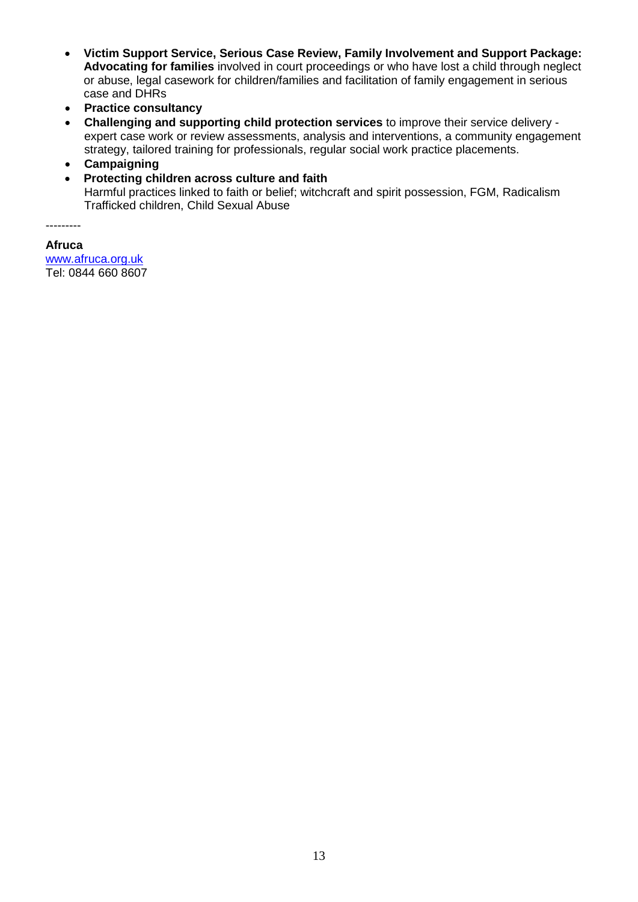- **Victim Support Service, Serious Case Review, Family Involvement and Support Package: Advocating for families** involved in court proceedings or who have lost a child through neglect or abuse, legal casework for children/families and facilitation of family engagement in serious case and DHRs
- **Practice consultancy**
- **Challenging and supporting child protection services** to improve their service delivery - expert case work or review assessments, analysis and interventions, a community engagement strategy, tailored training for professionals, regular social work practice placements.
- **Campaigning**
- **Protecting children across culture and faith**
  Harmful practices linked to faith or belief; witchcraft and spirit possession, FGM, Radicalism
  Trafficked children, Child Sexual Abuse

---------

**Afruca**
[www.afruca.org.uk](http://www.afruca.org.uk)
Tel: 0844 660 8607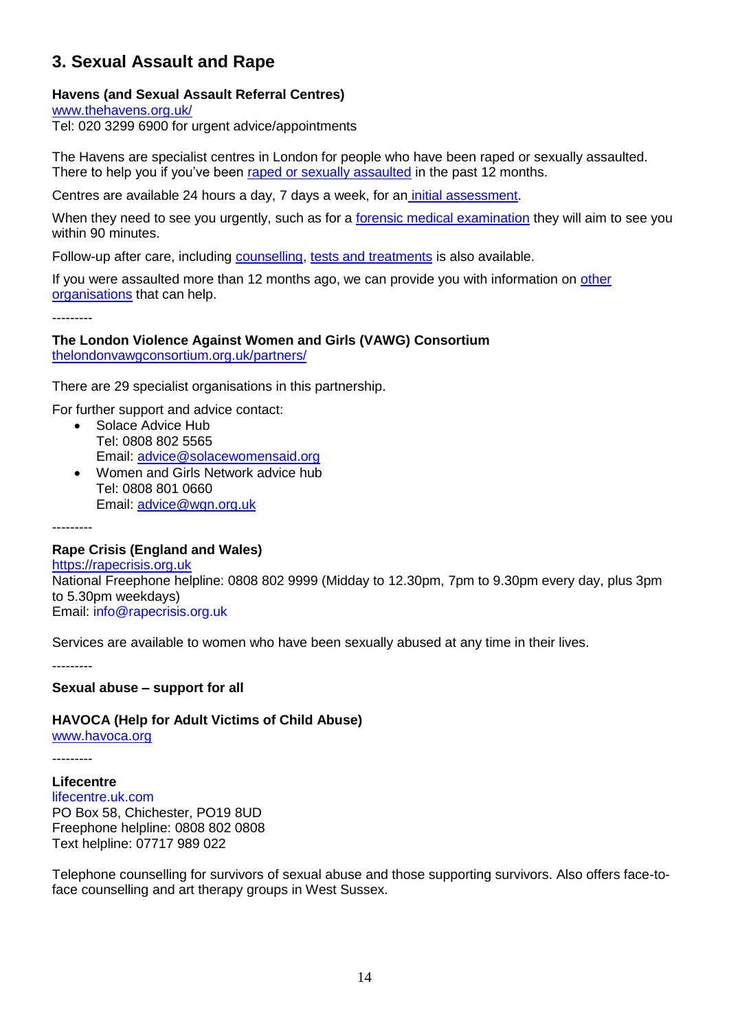## 3. Sexual Assault and Rape

**Havens (and Sexual Assault Referral Centres)**
[www.thehavens.org.uk/](www.thehavens.org.uk/)
Tel: 020 3299 6900 for urgent advice/appointments

The Havens are specialist centres in London for people who have been raped or sexually assaulted. There to help you if you've been raped or sexually assaulted in the past 12 months.

Centres are available 24 hours a day, 7 days a week, for an initial assessment.

When they need to see you urgently, such as for a forensic medical examination they will aim to see you within 90 minutes.

Follow-up after care, including counselling, tests and treatments is also available.

If you were assaulted more than 12 months ago, we can provide you with information on other organisations that can help.

---------

**The London Violence Against Women and Girls (VAWG) Consortium**
thelondonvawgconsortium.org.uk/partners/

There are 29 specialist organisations in this partnership.

For further support and advice contact:

- Solace Advice Hub
  Tel: 0808 802 5565
  Email: advice@solacewomensaid.org
- Women and Girls Network advice hub
  Tel: 0808 801 0660
  Email: advice@wgn.org.uk

---------

**Rape Crisis (England and Wales)**
https://rapecrisis.org.uk
National Freephone helpline: 0808 802 9999 (Midday to 12.30pm, 7pm to 9.30pm every day, plus 3pm to 5.30pm weekdays)
Email: info@rapecrisis.org.uk

Services are available to women who have been sexually abused at any time in their lives.

---------

**Sexual abuse – support for all**

**HAVOCA (Help for Adult Victims of Child Abuse)**
www.havoca.org

---------

**Lifecentre**
lifecentre.uk.com
PO Box 58, Chichester, PO19 8UD
Freephone helpline: 0808 802 0808
Text helpline: 07717 989 022

Telephone counselling for survivors of sexual abuse and those supporting survivors. Also offers face-to-face counselling and art therapy groups in West Sussex.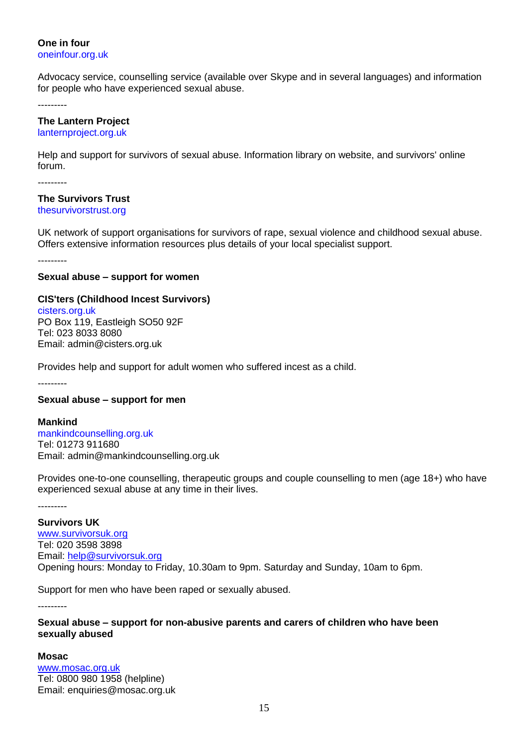**One in four**
oneinfour.org.uk

Advocacy service, counselling service (available over Skype and in several languages) and information for people who have experienced sexual abuse.

---------

**The Lantern Project**
lanternproject.org.uk

Help and support for survivors of sexual abuse. Information library on website, and survivors' online forum.

---------

**The Survivors Trust**
thesurvivorstrust.org

UK network of support organisations for survivors of rape, sexual violence and childhood sexual abuse. Offers extensive information resources plus details of your local specialist support.

---------

**Sexual abuse – support for women**

**CIS'ters (Childhood Incest Survivors)**
cisters.org.uk
PO Box 119, Eastleigh SO50 92F
Tel: 023 8033 8080
Email: admin@cisters.org.uk

Provides help and support for adult women who suffered incest as a child.

---------

**Sexual abuse – support for men**

**Mankind**
mankindcounselling.org.uk
Tel: 01273 911680
Email: admin@mankindcounselling.org.uk

Provides one-to-one counselling, therapeutic groups and couple counselling to men (age 18+) who have experienced sexual abuse at any time in their lives.

---------

**Survivors UK**
www.survivorsuk.org
Tel: 020 3598 3898
Email: help@survivorsuk.org
Opening hours: Monday to Friday, 10.30am to 9pm. Saturday and Sunday, 10am to 6pm.

Support for men who have been raped or sexually abused.

---------

**Sexual abuse – support for non-abusive parents and carers of children who have been sexually abused**

**Mosac**
www.mosac.org.uk
Tel: 0800 980 1958 (helpline)
Email: enquiries@mosac.org.uk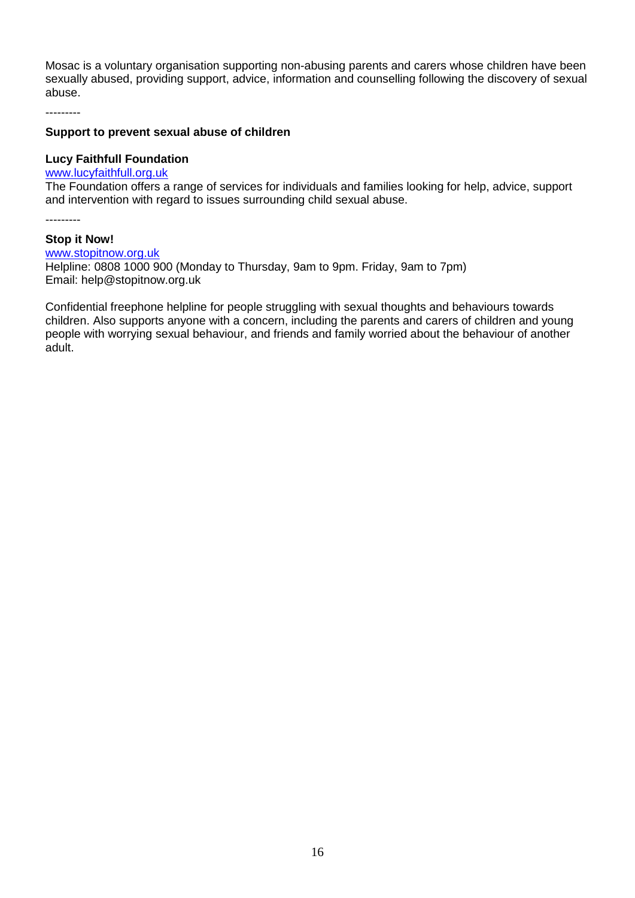Mosac is a voluntary organisation supporting non-abusing parents and carers whose children have been sexually abused, providing support, advice, information and counselling following the discovery of sexual abuse.

---------

**Support to prevent sexual abuse of children**

**Lucy Faithfull Foundation**

www.lucyfaithfull.org.uk

The Foundation offers a range of services for individuals and families looking for help, advice, support and intervention with regard to issues surrounding child sexual abuse.

---------

**Stop it Now!**

www.stopitnow.org.uk

Helpline: 0808 1000 900 (Monday to Thursday, 9am to 9pm. Friday, 9am to 7pm)

Email: help@stopitnow.org.uk

Confidential freephone helpline for people struggling with sexual thoughts and behaviours towards children. Also supports anyone with a concern, including the parents and carers of children and young people with worrying sexual behaviour, and friends and family worried about the behaviour of another adult.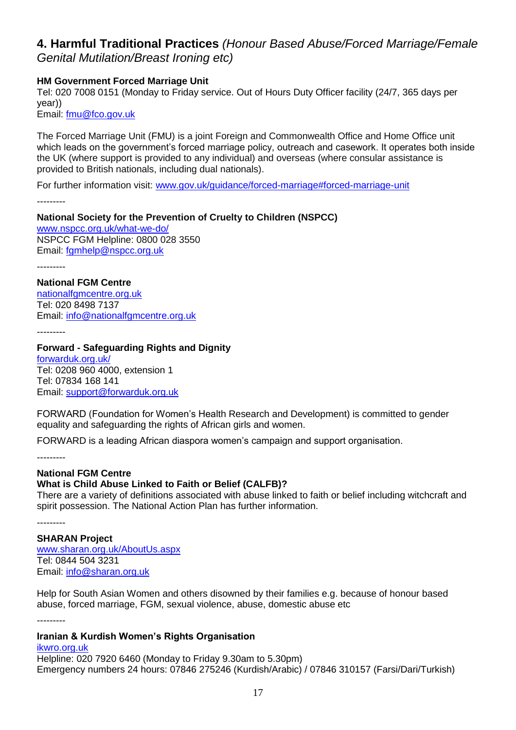## 4. Harmful Traditional Practices *(Honour Based Abuse/Forced Marriage/Female Genital Mutilation/Breast Ironing etc)*

**HM Government Forced Marriage Unit**
Tel: 020 7008 0151 (Monday to Friday service. Out of Hours Duty Officer facility (24/7, 365 days per year))
Email: fmu@fco.gov.uk

The Forced Marriage Unit (FMU) is a joint Foreign and Commonwealth Office and Home Office unit which leads on the government's forced marriage policy, outreach and casework. It operates both inside the UK (where support is provided to any individual) and overseas (where consular assistance is provided to British nationals, including dual nationals).

For further information visit: www.gov.uk/guidance/forced-marriage#forced-marriage-unit

---------

**National Society for the Prevention of Cruelty to Children (NSPCC)**
www.nspcc.org.uk/what-we-do/
NSPCC FGM Helpline: 0800 028 3550
Email: fgmhelp@nspcc.org.uk

---------

**National FGM Centre**
nationalfgmcentre.org.uk
Tel: 020 8498 7137
Email: info@nationalfgmcentre.org.uk

---------

**Forward - Safeguarding Rights and Dignity**
forwarduk.org.uk/
Tel: 0208 960 4000, extension 1
Tel: 07834 168 141
Email: support@forwarduk.org.uk

FORWARD (Foundation for Women's Health Research and Development) is committed to gender equality and safeguarding the rights of African girls and women.

FORWARD is a leading African diaspora women's campaign and support organisation.

---------

**National FGM Centre**
**What is Child Abuse Linked to Faith or Belief (CALFB)?**
There are a variety of definitions associated with abuse linked to faith or belief including witchcraft and spirit possession. The National Action Plan has further information.

---------

**SHARAN Project**
www.sharan.org.uk/AboutUs.aspx
Tel: 0844 504 3231
Email: info@sharan.org.uk

Help for South Asian Women and others disowned by their families e.g. because of honour based abuse, forced marriage, FGM, sexual violence, abuse, domestic abuse etc

---------

**Iranian & Kurdish Women's Rights Organisation**
ikwro.org.uk
Helpline: 020 7920 6460 (Monday to Friday 9.30am to 5.30pm)
Emergency numbers 24 hours: 07846 275246 (Kurdish/Arabic) / 07846 310157 (Farsi/Dari/Turkish)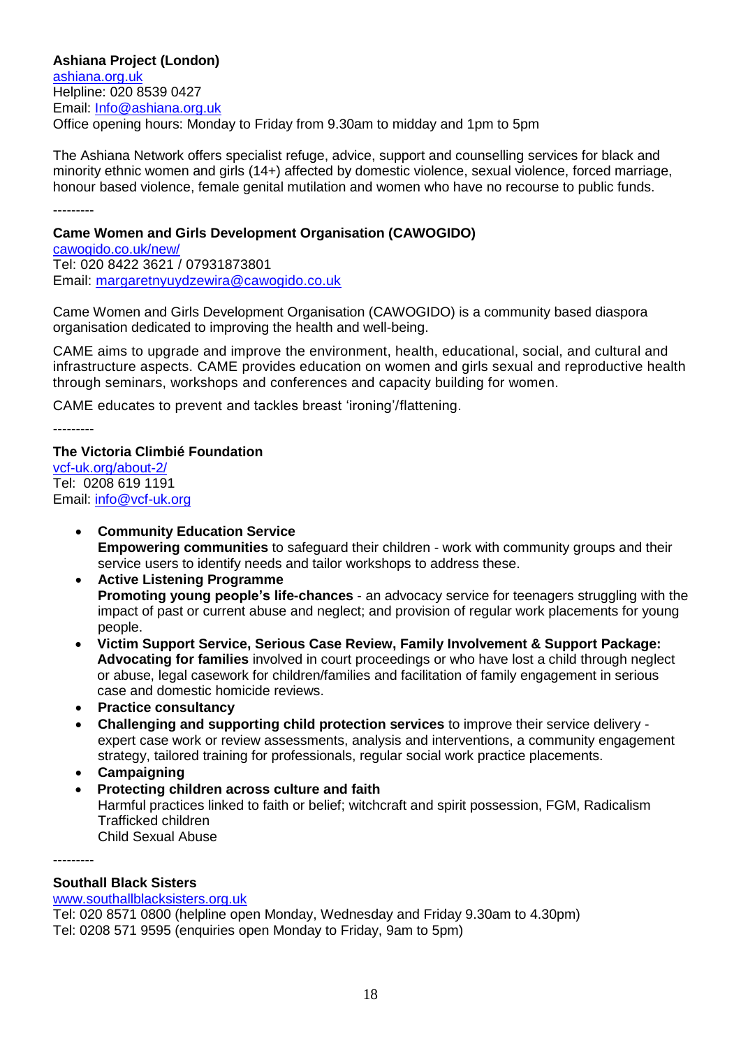**Ashiana Project (London)**
[ashiana.org.uk](ashiana.org.uk)
Helpline: 020 8539 0427
Email: [Info@ashiana.org.uk](mailto:Info@ashiana.org.uk)
Office opening hours: Monday to Friday from 9.30am to midday and 1pm to 5pm

The Ashiana Network offers specialist refuge, advice, support and counselling services for black and minority ethnic women and girls (14+) affected by domestic violence, sexual violence, forced marriage, honour based violence, female genital mutilation and women who have no recourse to public funds.

---------

**Came Women and Girls Development Organisation (CAWOGIDO)**
[cawogido.co.uk/new/](cawogido.co.uk/new/)
Tel: 020 8422 3621 / 07931873801
Email: [margaretnyuydzewira@cawogido.co.uk](mailto:margaretnyuydzewira@cawogido.co.uk)

Came Women and Girls Development Organisation (CAWOGIDO) is a community based diaspora organisation dedicated to improving the health and well-being.

CAME aims to upgrade and improve the environment, health, educational, social, and cultural and infrastructure aspects. CAME provides education on women and girls sexual and reproductive health through seminars, workshops and conferences and capacity building for women.

CAME educates to prevent and tackles breast 'ironing'/flattening.

---------

**The Victoria Climbié Foundation**
[vcf-uk.org/about-2/](vcf-uk.org/about-2/)
Tel: 0208 619 1191
Email: [info@vcf-uk.org](mailto:info@vcf-uk.org)

- **Community Education Service**
  **Empowering communities** to safeguard their children - work with community groups and their service users to identify needs and tailor workshops to address these.
- **Active Listening Programme**
  **Promoting young people's life-chances** - an advocacy service for teenagers struggling with the impact of past or current abuse and neglect; and provision of regular work placements for young people.
- **Victim Support Service, Serious Case Review, Family Involvement & Support Package: Advocating for families** involved in court proceedings or who have lost a child through neglect or abuse, legal casework for children/families and facilitation of family engagement in serious case and domestic homicide reviews.
- **Practice consultancy**
- **Challenging and supporting child protection services** to improve their service delivery - expert case work or review assessments, analysis and interventions, a community engagement strategy, tailored training for professionals, regular social work practice placements.
- **Campaigning**
- **Protecting children across culture and faith**
  Harmful practices linked to faith or belief; witchcraft and spirit possession, FGM, Radicalism
  Trafficked children
  Child Sexual Abuse

---------

**Southall Black Sisters**
[www.southallblacksisters.org.uk](www.southallblacksisters.org.uk)
Tel: 020 8571 0800 (helpline open Monday, Wednesday and Friday 9.30am to 4.30pm)
Tel: 0208 571 9595 (enquiries open Monday to Friday, 9am to 5pm)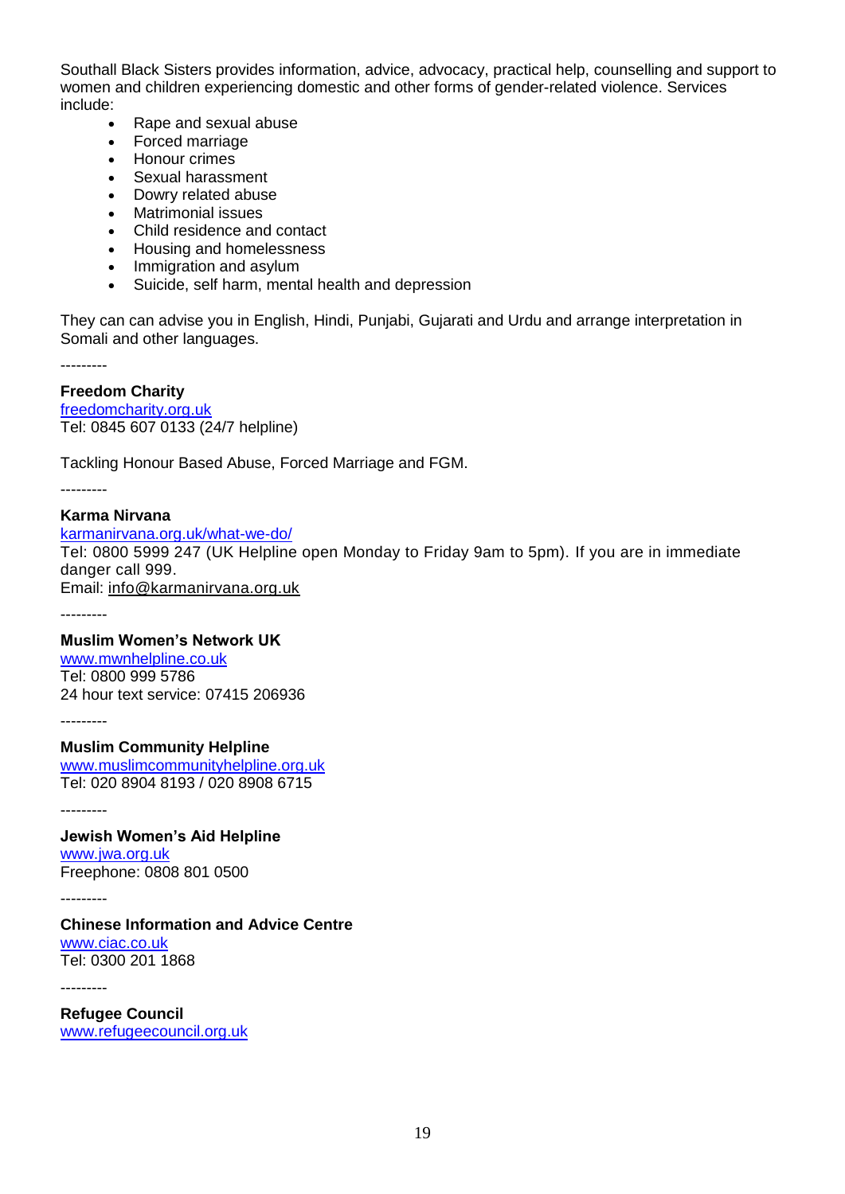Southall Black Sisters provides information, advice, advocacy, practical help, counselling and support to women and children experiencing domestic and other forms of gender-related violence. Services include:

- Rape and sexual abuse
- Forced marriage
- Honour crimes
- Sexual harassment
- Dowry related abuse
- Matrimonial issues
- Child residence and contact
- Housing and homelessness
- Immigration and asylum
- Suicide, self harm, mental health and depression

They can can advise you in English, Hindi, Punjabi, Gujarati and Urdu and arrange interpretation in Somali and other languages.

---------

**Freedom Charity**
freedomcharity.org.uk
Tel: 0845 607 0133 (24/7 helpline)

Tackling Honour Based Abuse, Forced Marriage and FGM.

---------

**Karma Nirvana**
karmanirvana.org.uk/what-we-do/
Tel: 0800 5999 247 (UK Helpline open Monday to Friday 9am to 5pm). If you are in immediate danger call 999.
Email: info@karmanirvana.org.uk

---------

**Muslim Women's Network UK**
www.mwnhelpline.co.uk
Tel: 0800 999 5786
24 hour text service: 07415 206936

---------

**Muslim Community Helpline**
www.muslimcommunityhelpline.org.uk
Tel: 020 8904 8193 / 020 8908 6715

---------

**Jewish Women's Aid Helpline**
www.jwa.org.uk
Freephone: 0808 801 0500

---------

**Chinese Information and Advice Centre**
www.ciac.co.uk
Tel: 0300 201 1868

---------

**Refugee Council**
www.refugeecouncil.org.uk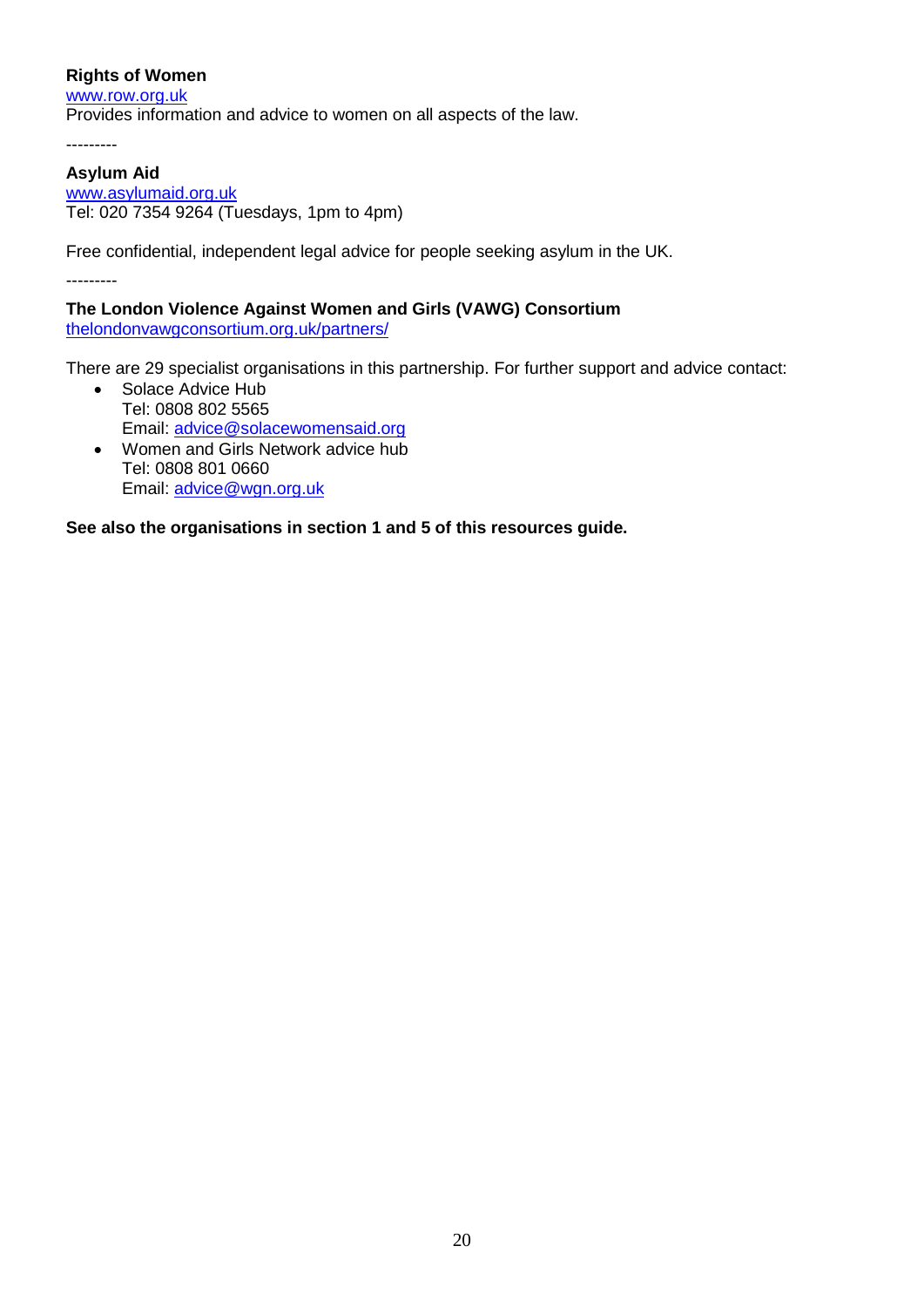**Rights of Women**
www.row.org.uk
Provides information and advice to women on all aspects of the law.

---------

**Asylum Aid**
www.asylumaid.org.uk
Tel: 020 7354 9264 (Tuesdays, 1pm to 4pm)

Free confidential, independent legal advice for people seeking asylum in the UK.

---------

**The London Violence Against Women and Girls (VAWG) Consortium**
thelondonvawgconsortium.org.uk/partners/

There are 29 specialist organisations in this partnership. For further support and advice contact:

- Solace Advice Hub
  Tel: 0808 802 5565
  Email: advice@solacewomensaid.org
- Women and Girls Network advice hub
  Tel: 0808 801 0660
  Email: advice@wgn.org.uk

**See also the organisations in section 1 and 5 of this resources guide.**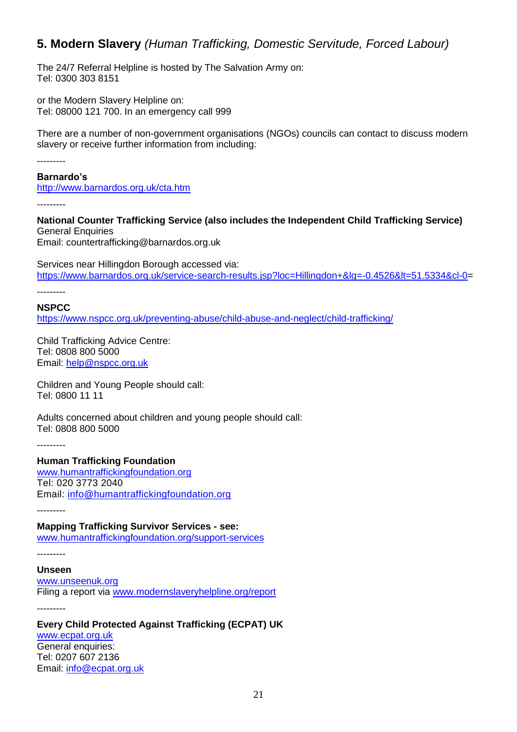## 5. Modern Slavery *(Human Trafficking, Domestic Servitude, Forced Labour)*

The 24/7 Referral Helpline is hosted by The Salvation Army on:
Tel: 0300 303 8151

or the Modern Slavery Helpline on:
Tel: 08000 121 700. In an emergency call 999

There are a number of non-government organisations (NGOs) councils can contact to discuss modern slavery or receive further information from including:

---------

**Barnardo's**
http://www.barnardos.org.uk/cta.htm

---------

**National Counter Trafficking Service (also includes the Independent Child Trafficking Service)**
General Enquiries
Email: countertrafficking@barnardos.org.uk

Services near Hillingdon Borough accessed via:
https://www.barnardos.org.uk/service-search-results.jsp?loc=Hillingdon+&lg=-0.4526&lt=51.5334&cl-0=

---------

**NSPCC**
https://www.nspcc.org.uk/preventing-abuse/child-abuse-and-neglect/child-trafficking/

Child Trafficking Advice Centre:
Tel: 0808 800 5000
Email: help@nspcc.org.uk

Children and Young People should call:
Tel: 0800 11 11

Adults concerned about children and young people should call:
Tel: 0808 800 5000

---------

**Human Trafficking Foundation**
www.humantraffickingfoundation.org
Tel: 020 3773 2040
Email: info@humantraffickingfoundation.org

---------

**Mapping Trafficking Survivor Services - see:**
www.humantraffickingfoundation.org/support-services

---------

**Unseen**
www.unseenuk.org
Filing a report via www.modernslaveryhelpline.org/report

---------

**Every Child Protected Against Trafficking (ECPAT) UK**
www.ecpat.org.uk
General enquiries:
Tel: 0207 607 2136
Email: info@ecpat.org.uk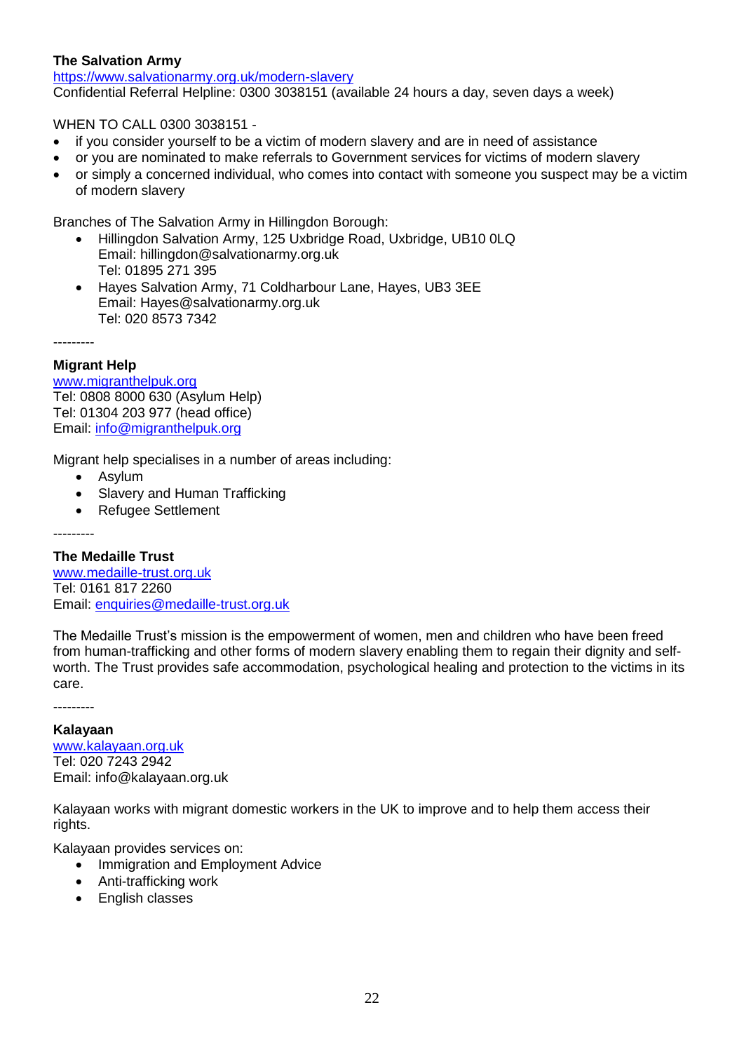**The Salvation Army**

https://www.salvationarmy.org.uk/modern-slavery

Confidential Referral Helpline: 0300 3038151 (available 24 hours a day, seven days a week)

WHEN TO CALL 0300 3038151 -

- if you consider yourself to be a victim of modern slavery and are in need of assistance
- or you are nominated to make referrals to Government services for victims of modern slavery
- or simply a concerned individual, who comes into contact with someone you suspect may be a victim of modern slavery

Branches of The Salvation Army in Hillingdon Borough:

- Hillingdon Salvation Army, 125 Uxbridge Road, Uxbridge, UB10 0LQ
  Email: hillingdon@salvationarmy.org.uk
  Tel: 01895 271 395
- Hayes Salvation Army, 71 Coldharbour Lane, Hayes, UB3 3EE
  Email: Hayes@salvationarmy.org.uk
  Tel: 020 8573 7342

---------

**Migrant Help**

www.migranthelpuk.org

Tel: 0808 8000 630 (Asylum Help)

Tel: 01304 203 977 (head office)

Email: info@migranthelpuk.org

Migrant help specialises in a number of areas including:

- Asylum
- Slavery and Human Trafficking
- Refugee Settlement

---------

**The Medaille Trust**

www.medaille-trust.org.uk

Tel: 0161 817 2260

Email: enquiries@medaille-trust.org.uk

The Medaille Trust's mission is the empowerment of women, men and children who have been freed from human-trafficking and other forms of modern slavery enabling them to regain their dignity and self-worth. The Trust provides safe accommodation, psychological healing and protection to the victims in its care.

---------

**Kalayaan**

www.kalayaan.org.uk

Tel: 020 7243 2942

Email: info@kalayaan.org.uk

Kalayaan works with migrant domestic workers in the UK to improve and to help them access their rights.

Kalayaan provides services on:

- Immigration and Employment Advice
- Anti-trafficking work
- English classes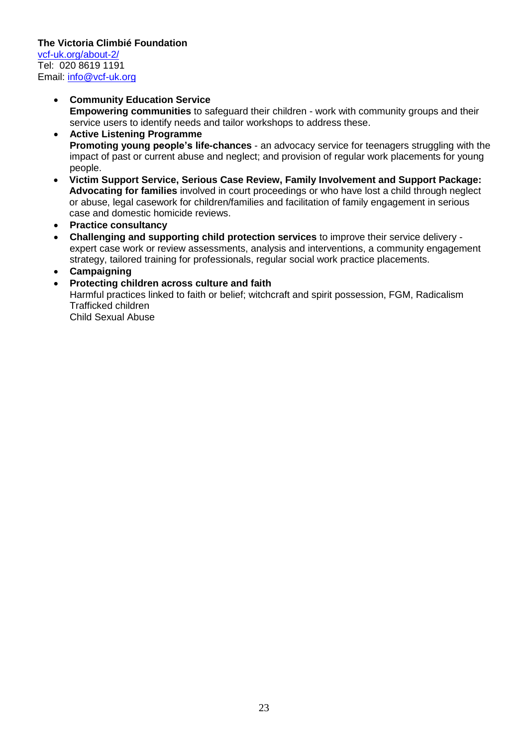**The Victoria Climbié Foundation**
[vcf-uk.org/about-2/](vcf-uk.org/about-2/)
Tel: 020 8619 1191
Email: [info@vcf-uk.org](mailto:info@vcf-uk.org)

- **Community Education Service**
  **Empowering communities** to safeguard their children - work with community groups and their service users to identify needs and tailor workshops to address these.
- **Active Listening Programme**
  **Promoting young people's life-chances** - an advocacy service for teenagers struggling with the impact of past or current abuse and neglect; and provision of regular work placements for young people.
- **Victim Support Service, Serious Case Review, Family Involvement and Support Package: Advocating for families** involved in court proceedings or who have lost a child through neglect or abuse, legal casework for children/families and facilitation of family engagement in serious case and domestic homicide reviews.
- **Practice consultancy**
- **Challenging and supporting child protection services** to improve their service delivery - expert case work or review assessments, analysis and interventions, a community engagement strategy, tailored training for professionals, regular social work practice placements.
- **Campaigning**
- **Protecting children across culture and faith**
  Harmful practices linked to faith or belief; witchcraft and spirit possession, FGM, Radicalism
  Trafficked children
  Child Sexual Abuse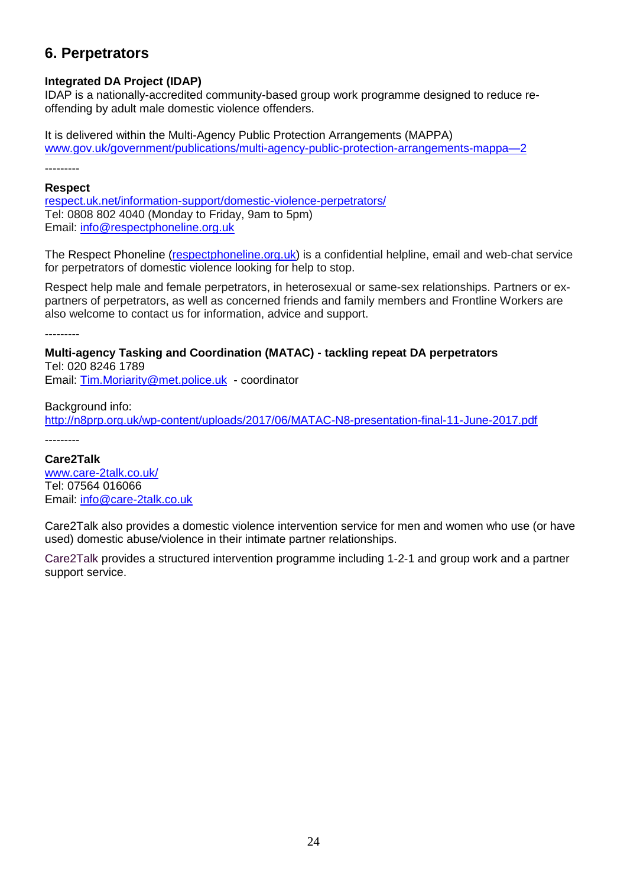## 6. Perpetrators

**Integrated DA Project (IDAP)**
IDAP is a nationally-accredited community-based group work programme designed to reduce re-offending by adult male domestic violence offenders.

It is delivered within the Multi-Agency Public Protection Arrangements (MAPPA)
www.gov.uk/government/publications/multi-agency-public-protection-arrangements-mappa—2

---------

**Respect**
respect.uk.net/information-support/domestic-violence-perpetrators/
Tel: 0808 802 4040 (Monday to Friday, 9am to 5pm)
Email: info@respectphoneline.org.uk

The Respect Phoneline (respectphoneline.org.uk) is a confidential helpline, email and web-chat service for perpetrators of domestic violence looking for help to stop.

Respect help male and female perpetrators, in heterosexual or same-sex relationships. Partners or ex-partners of perpetrators, as well as concerned friends and family members and Frontline Workers are also welcome to contact us for information, advice and support.

---------

**Multi-agency Tasking and Coordination (MATAC) - tackling repeat DA perpetrators**
Tel: 020 8246 1789
Email: Tim.Moriarity@met.police.uk - coordinator

Background info:
http://n8prp.org.uk/wp-content/uploads/2017/06/MATAC-N8-presentation-final-11-June-2017.pdf

---------

**Care2Talk**
www.care-2talk.co.uk/
Tel: 07564 016066
Email: info@care-2talk.co.uk

Care2Talk also provides a domestic violence intervention service for men and women who use (or have used) domestic abuse/violence in their intimate partner relationships.

Care2Talk provides a structured intervention programme including 1-2-1 and group work and a partner support service.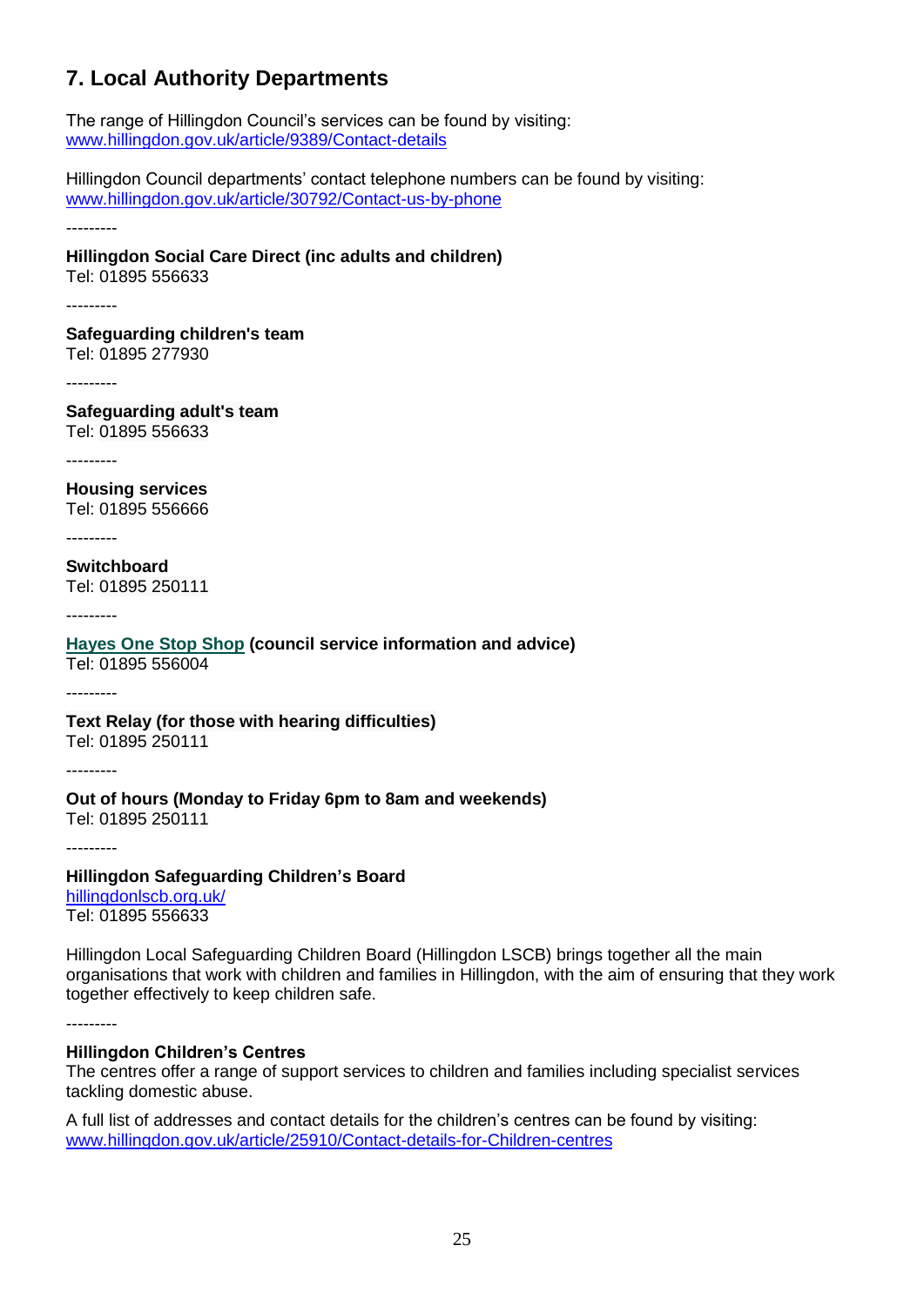## 7. Local Authority Departments

The range of Hillingdon Council's services can be found by visiting:
[www.hillingdon.gov.uk/article/9389/Contact-details](www.hillingdon.gov.uk/article/9389/Contact-details)

Hillingdon Council departments' contact telephone numbers can be found by visiting:
[www.hillingdon.gov.uk/article/30792/Contact-us-by-phone](www.hillingdon.gov.uk/article/30792/Contact-us-by-phone)

---------

**Hillingdon Social Care Direct (inc adults and children)**
Tel: 01895 556633

---------

**Safeguarding children's team**
Tel: 01895 277930

---------

**Safeguarding adult's team**
Tel: 01895 556633

---------

**Housing services**
Tel: 01895 556666

---------

**Switchboard**
Tel: 01895 250111

---------

**Hayes One Stop Shop (council service information and advice)**
Tel: 01895 556004

---------

**Text Relay (for those with hearing difficulties)**
Tel: 01895 250111

---------

**Out of hours (Monday to Friday 6pm to 8am and weekends)**
Tel: 01895 250111

---------

**Hillingdon Safeguarding Children's Board**
[hillingdonlscb.org.uk/](hillingdonlscb.org.uk/)
Tel: 01895 556633

Hillingdon Local Safeguarding Children Board (Hillingdon LSCB) brings together all the main organisations that work with children and families in Hillingdon, with the aim of ensuring that they work together effectively to keep children safe.

---------

**Hillingdon Children's Centres**
The centres offer a range of support services to children and families including specialist services tackling domestic abuse.

A full list of addresses and contact details for the children's centres can be found by visiting:
[www.hillingdon.gov.uk/article/25910/Contact-details-for-Children-centres](www.hillingdon.gov.uk/article/25910/Contact-details-for-Children-centres)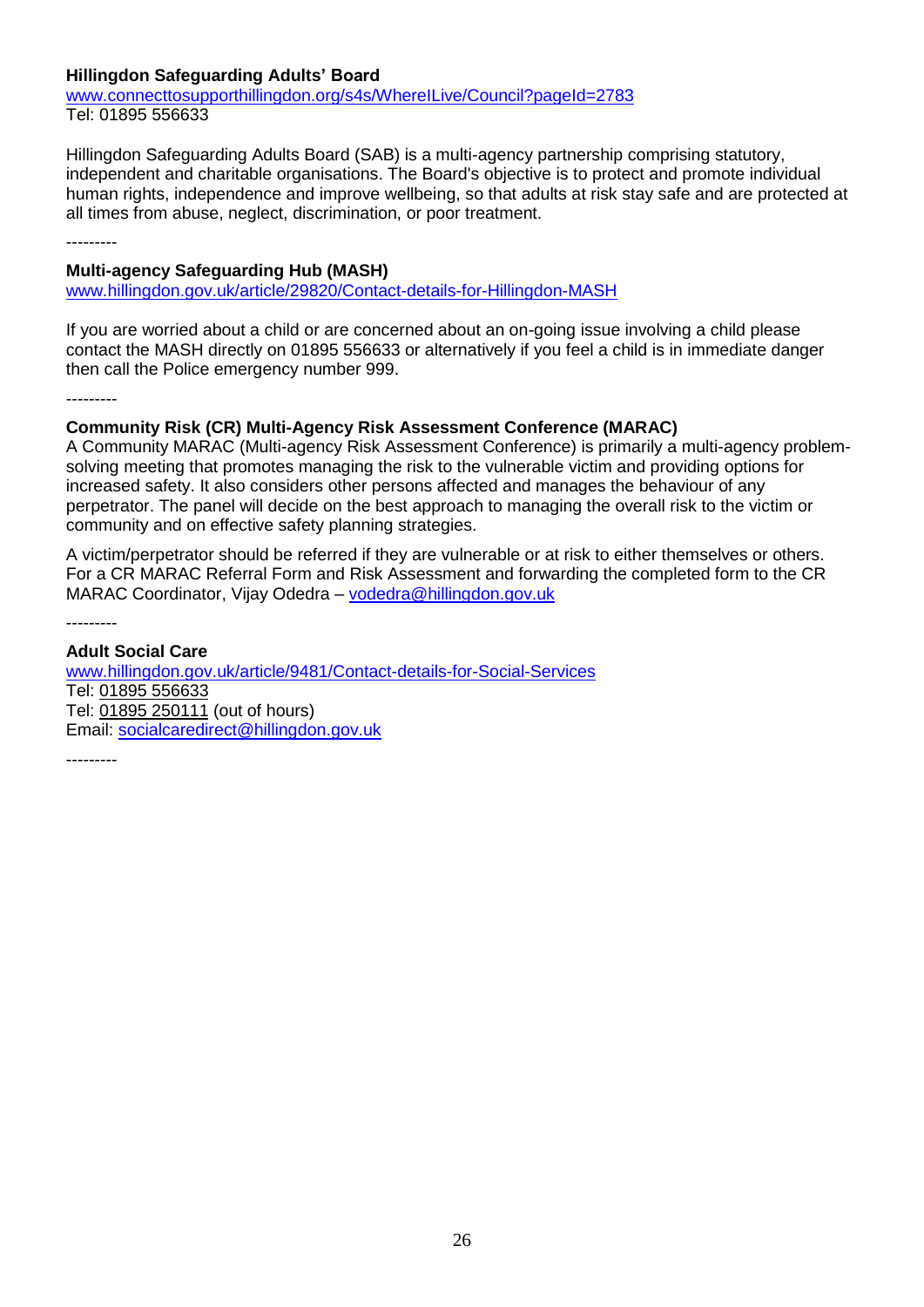**Hillingdon Safeguarding Adults' Board**
www.connecttosupporthillingdon.org/s4s/WhereILive/Council?pageId=2783
Tel: 01895 556633

Hillingdon Safeguarding Adults Board (SAB) is a multi-agency partnership comprising statutory, independent and charitable organisations. The Board's objective is to protect and promote individual human rights, independence and improve wellbeing, so that adults at risk stay safe and are protected at all times from abuse, neglect, discrimination, or poor treatment.

---------

**Multi-agency Safeguarding Hub (MASH)**
www.hillingdon.gov.uk/article/29820/Contact-details-for-Hillingdon-MASH

If you are worried about a child or are concerned about an on-going issue involving a child please contact the MASH directly on 01895 556633 or alternatively if you feel a child is in immediate danger then call the Police emergency number 999.

---------

**Community Risk (CR) Multi-Agency Risk Assessment Conference (MARAC)**
A Community MARAC (Multi-agency Risk Assessment Conference) is primarily a multi-agency problem-solving meeting that promotes managing the risk to the vulnerable victim and providing options for increased safety. It also considers other persons affected and manages the behaviour of any perpetrator. The panel will decide on the best approach to managing the overall risk to the victim or community and on effective safety planning strategies.

A victim/perpetrator should be referred if they are vulnerable or at risk to either themselves or others. For a CR MARAC Referral Form and Risk Assessment and forwarding the completed form to the CR MARAC Coordinator, Vijay Odedra – vodedra@hillingdon.gov.uk

---------

**Adult Social Care**
www.hillingdon.gov.uk/article/9481/Contact-details-for-Social-Services
Tel: 01895 556633
Tel: 01895 250111 (out of hours)
Email: socialcaredirect@hillingdon.gov.uk

---------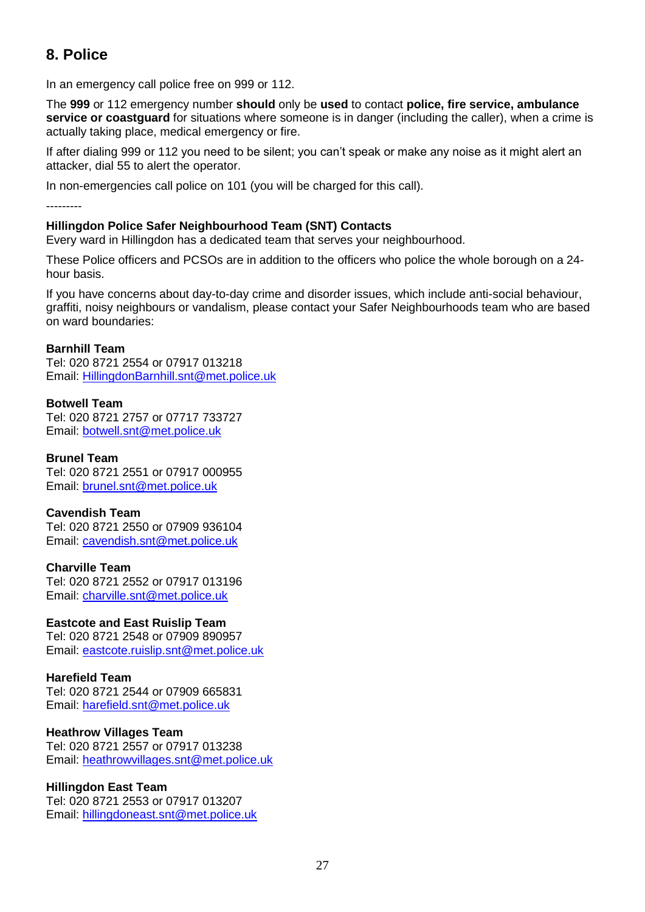## 8. Police

In an emergency call police free on 999 or 112.

The **999** or 112 emergency number **should** only be **used** to contact **police, fire service, ambulance service or coastguard** for situations where someone is in danger (including the caller), when a crime is actually taking place, medical emergency or fire.

If after dialing 999 or 112 you need to be silent; you can't speak or make any noise as it might alert an attacker, dial 55 to alert the operator.

In non-emergencies call police on 101 (you will be charged for this call).

---------

**Hillingdon Police Safer Neighbourhood Team (SNT) Contacts**
Every ward in Hillingdon has a dedicated team that serves your neighbourhood.

These Police officers and PCSOs are in addition to the officers who police the whole borough on a 24-hour basis.

If you have concerns about day-to-day crime and disorder issues, which include anti-social behaviour, graffiti, noisy neighbours or vandalism, please contact your Safer Neighbourhoods team who are based on ward boundaries:

**Barnhill Team**
Tel: 020 8721 2554 or 07917 013218
Email: HillingdonBarnhill.snt@met.police.uk

**Botwell Team**
Tel: 020 8721 2757 or 07717 733727
Email: botwell.snt@met.police.uk

**Brunel Team**
Tel: 020 8721 2551 or 07917 000955
Email: brunel.snt@met.police.uk

**Cavendish Team**
Tel: 020 8721 2550 or 07909 936104
Email: cavendish.snt@met.police.uk

**Charville Team**
Tel: 020 8721 2552 or 07917 013196
Email: charville.snt@met.police.uk

**Eastcote and East Ruislip Team**
Tel: 020 8721 2548 or 07909 890957
Email: eastcote.ruislip.snt@met.police.uk

**Harefield Team**
Tel: 020 8721 2544 or 07909 665831
Email: harefield.snt@met.police.uk

**Heathrow Villages Team**
Tel: 020 8721 2557 or 07917 013238
Email: heathrowvillages.snt@met.police.uk

**Hillingdon East Team**
Tel: 020 8721 2553 or 07917 013207
Email: hillingdoneast.snt@met.police.uk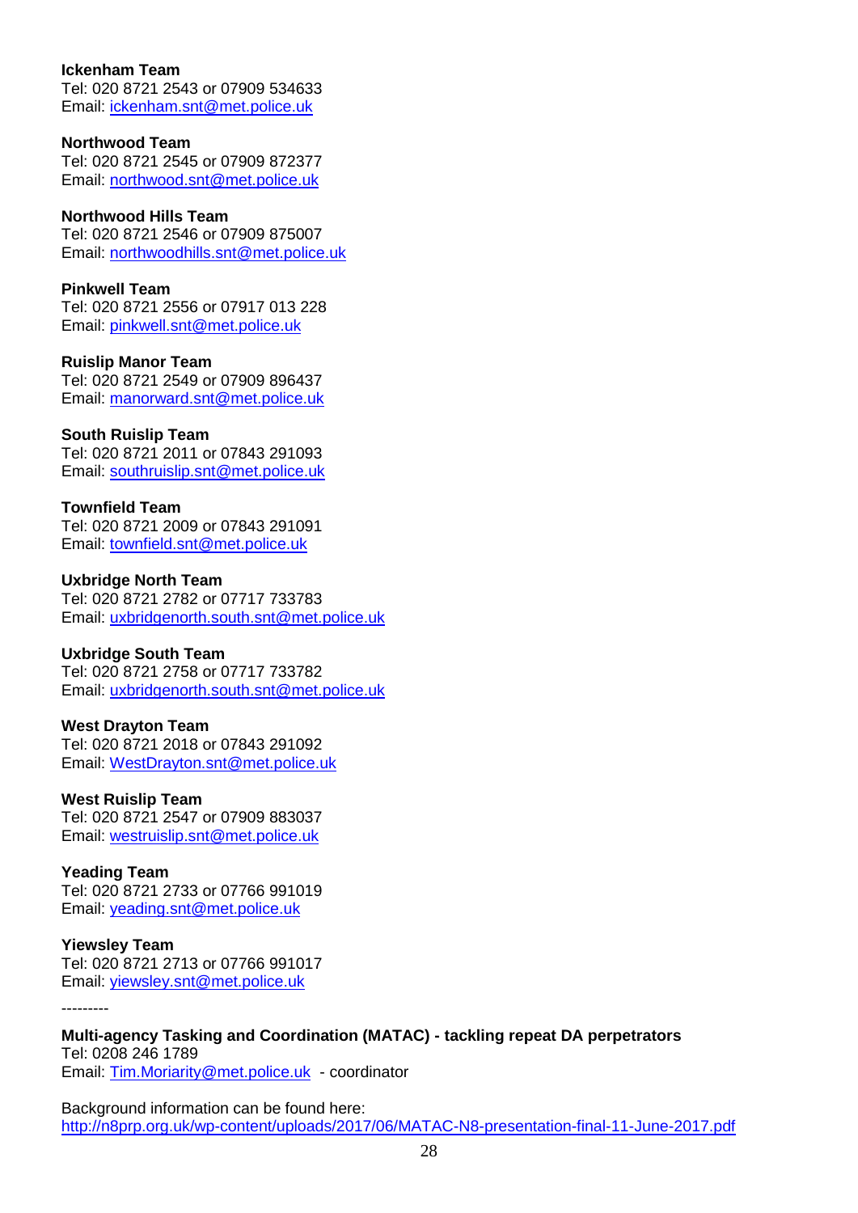**Ickenham Team**
Tel: 020 8721 2543 or 07909 534633
Email: ickenham.snt@met.police.uk

**Northwood Team**
Tel: 020 8721 2545 or 07909 872377
Email: northwood.snt@met.police.uk

**Northwood Hills Team**
Tel: 020 8721 2546 or 07909 875007
Email: northwoodhills.snt@met.police.uk

**Pinkwell Team**
Tel: 020 8721 2556 or 07917 013 228
Email: pinkwell.snt@met.police.uk

**Ruislip Manor Team**
Tel: 020 8721 2549 or 07909 896437
Email: manorward.snt@met.police.uk

**South Ruislip Team**
Tel: 020 8721 2011 or 07843 291093
Email: southruislip.snt@met.police.uk

**Townfield Team**
Tel: 020 8721 2009 or 07843 291091
Email: townfield.snt@met.police.uk

**Uxbridge North Team**
Tel: 020 8721 2782 or 07717 733783
Email: uxbridgenorth.south.snt@met.police.uk

**Uxbridge South Team**
Tel: 020 8721 2758 or 07717 733782
Email: uxbridgenorth.south.snt@met.police.uk

**West Drayton Team**
Tel: 020 8721 2018 or 07843 291092
Email: WestDrayton.snt@met.police.uk

**West Ruislip Team**
Tel: 020 8721 2547 or 07909 883037
Email: westruislip.snt@met.police.uk

**Yeading Team**
Tel: 020 8721 2733 or 07766 991019
Email: yeading.snt@met.police.uk

**Yiewsley Team**
Tel: 020 8721 2713 or 07766 991017
Email: yiewsley.snt@met.police.uk

---------

**Multi-agency Tasking and Coordination (MATAC) - tackling repeat DA perpetrators**
Tel: 0208 246 1789
Email: Tim.Moriarity@met.police.uk - coordinator

Background information can be found here:
http://n8prp.org.uk/wp-content/uploads/2017/06/MATAC-N8-presentation-final-11-June-2017.pdf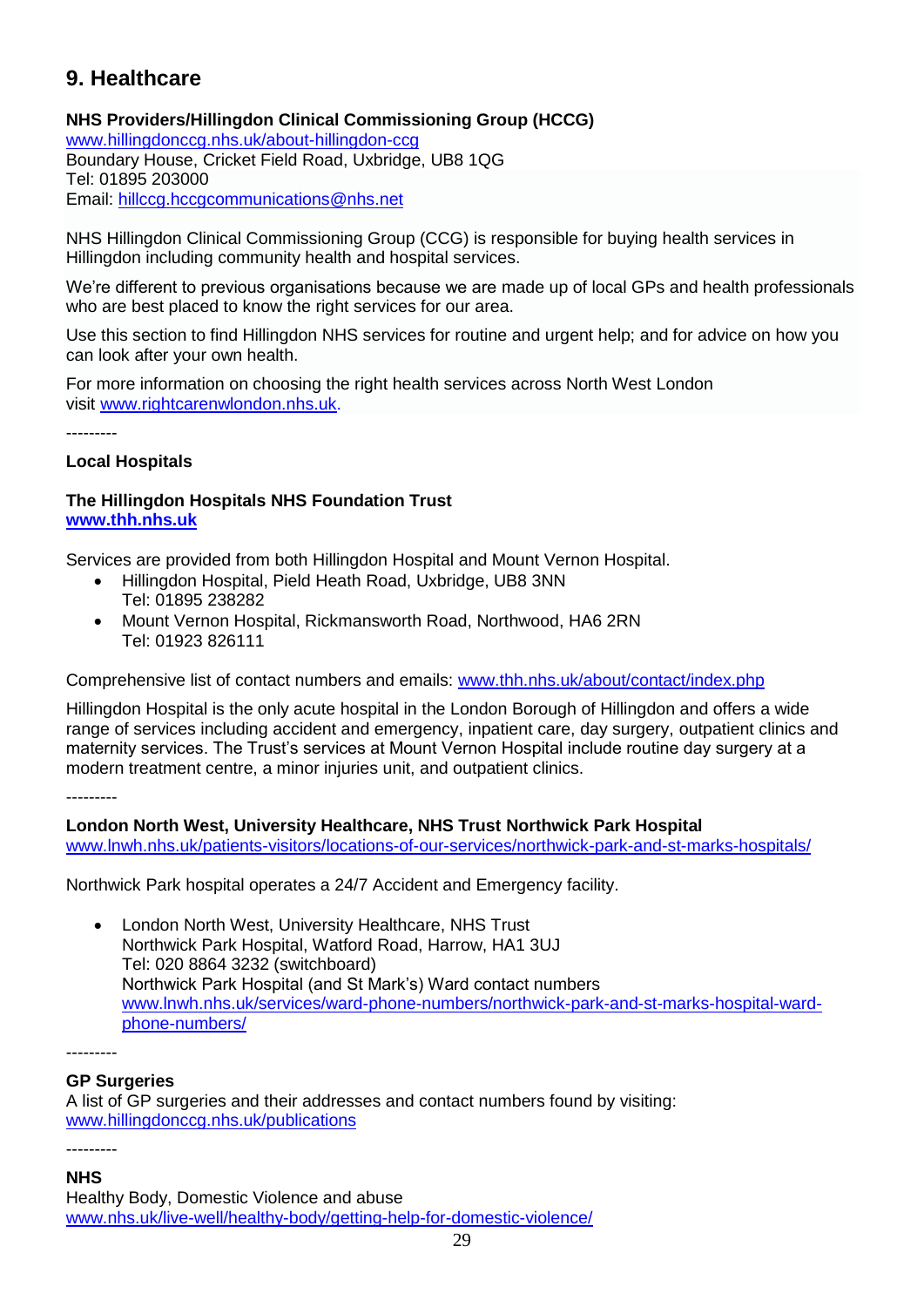## 9. Healthcare

**NHS Providers/Hillingdon Clinical Commissioning Group (HCCG)**
www.hillingdonccg.nhs.uk/about-hillingdon-ccg
Boundary House, Cricket Field Road, Uxbridge, UB8 1QG
Tel: 01895 203000
Email: hillccg.hccgcommunications@nhs.net

NHS Hillingdon Clinical Commissioning Group (CCG) is responsible for buying health services in Hillingdon including community health and hospital services.

We're different to previous organisations because we are made up of local GPs and health professionals who are best placed to know the right services for our area.

Use this section to find Hillingdon NHS services for routine and urgent help; and for advice on how you can look after your own health.

For more information on choosing the right health services across North West London visit www.rightcarenwlondon.nhs.uk.

---------

**Local Hospitals**

**The Hillingdon Hospitals NHS Foundation Trust**
**www.thh.nhs.uk**

Services are provided from both Hillingdon Hospital and Mount Vernon Hospital.

- Hillingdon Hospital, Pield Heath Road, Uxbridge, UB8 3NN
  Tel: 01895 238282
- Mount Vernon Hospital, Rickmansworth Road, Northwood, HA6 2RN
  Tel: 01923 826111

Comprehensive list of contact numbers and emails: www.thh.nhs.uk/about/contact/index.php

Hillingdon Hospital is the only acute hospital in the London Borough of Hillingdon and offers a wide range of services including accident and emergency, inpatient care, day surgery, outpatient clinics and maternity services. The Trust's services at Mount Vernon Hospital include routine day surgery at a modern treatment centre, a minor injuries unit, and outpatient clinics.

---------

**London North West, University Healthcare, NHS Trust Northwick Park Hospital**
www.lnwh.nhs.uk/patients-visitors/locations-of-our-services/northwick-park-and-st-marks-hospitals/

Northwick Park hospital operates a 24/7 Accident and Emergency facility.

- London North West, University Healthcare, NHS Trust
  Northwick Park Hospital, Watford Road, Harrow, HA1 3UJ
  Tel: 020 8864 3232 (switchboard)
  Northwick Park Hospital (and St Mark's) Ward contact numbers
  www.lnwh.nhs.uk/services/ward-phone-numbers/northwick-park-and-st-marks-hospital-ward-phone-numbers/

---------

**GP Surgeries**
A list of GP surgeries and their addresses and contact numbers found by visiting:
www.hillingdonccg.nhs.uk/publications

---------

**NHS**
Healthy Body, Domestic Violence and abuse
www.nhs.uk/live-well/healthy-body/getting-help-for-domestic-violence/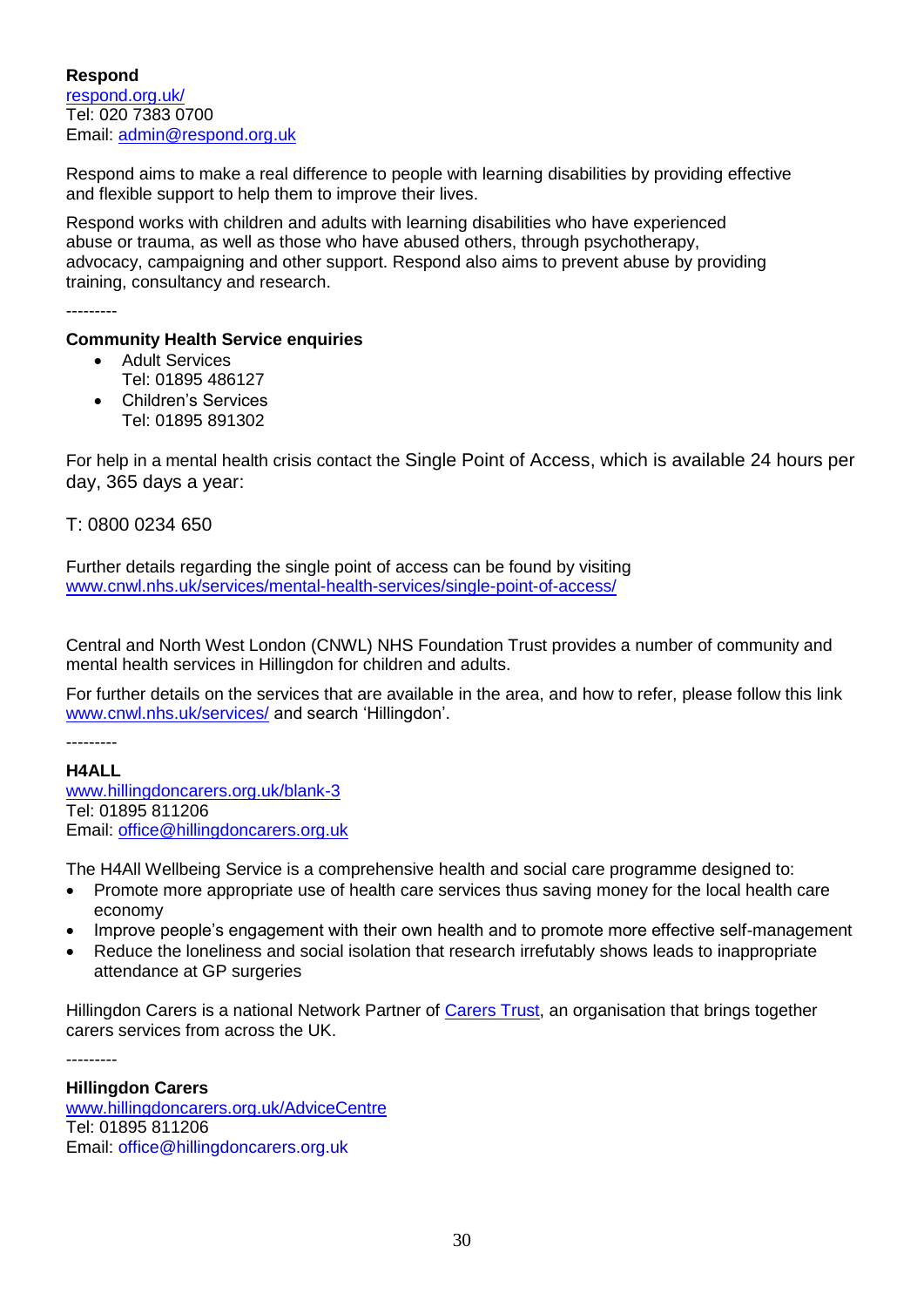**Respond**
respond.org.uk/
Tel: 020 7383 0700
Email: admin@respond.org.uk

Respond aims to make a real difference to people with learning disabilities by providing effective and flexible support to help them to improve their lives.

Respond works with children and adults with learning disabilities who have experienced abuse or trauma, as well as those who have abused others, through psychotherapy, advocacy, campaigning and other support. Respond also aims to prevent abuse by providing training, consultancy and research.

---------

**Community Health Service enquiries**

- Adult Services
  Tel: 01895 486127
- Children's Services
  Tel: 01895 891302

For help in a mental health crisis contact the Single Point of Access, which is available 24 hours per day, 365 days a year:

T: 0800 0234 650

Further details regarding the single point of access can be found by visiting www.cnwl.nhs.uk/services/mental-health-services/single-point-of-access/

Central and North West London (CNWL) NHS Foundation Trust provides a number of community and mental health services in Hillingdon for children and adults.

For further details on the services that are available in the area, and how to refer, please follow this link www.cnwl.nhs.uk/services/ and search 'Hillingdon'.

---------

**H4ALL**
www.hillingdoncarers.org.uk/blank-3
Tel: 01895 811206
Email: office@hillingdoncarers.org.uk

The H4All Wellbeing Service is a comprehensive health and social care programme designed to:

- Promote more appropriate use of health care services thus saving money for the local health care economy
- Improve people's engagement with their own health and to promote more effective self-management
- Reduce the loneliness and social isolation that research irrefutably shows leads to inappropriate attendance at GP surgeries

Hillingdon Carers is a national Network Partner of Carers Trust, an organisation that brings together carers services from across the UK.

---------

**Hillingdon Carers**
www.hillingdoncarers.org.uk/AdviceCentre
Tel: 01895 811206
Email: office@hillingdoncarers.org.uk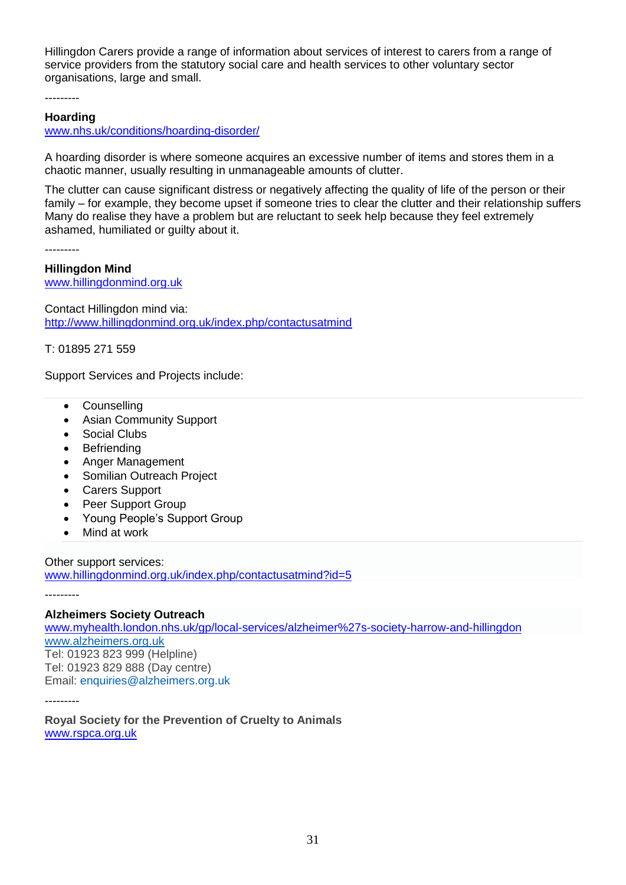Hillingdon Carers provide a range of information about services of interest to carers from a range of service providers from the statutory social care and health services to other voluntary sector organisations, large and small.

---------

**Hoarding**
www.nhs.uk/conditions/hoarding-disorder/

A hoarding disorder is where someone acquires an excessive number of items and stores them in a chaotic manner, usually resulting in unmanageable amounts of clutter.

The clutter can cause significant distress or negatively affecting the quality of life of the person or their family – for example, they become upset if someone tries to clear the clutter and their relationship suffers Many do realise they have a problem but are reluctant to seek help because they feel extremely ashamed, humiliated or guilty about it.

---------

**Hillingdon Mind**
www.hillingdonmind.org.uk

Contact Hillingdon mind via:
http://www.hillingdonmind.org.uk/index.php/contactusatmind

T: 01895 271 559

Support Services and Projects include:

- Counselling
- Asian Community Support
- Social Clubs
- Befriending
- Anger Management
- Somilian Outreach Project
- Carers Support
- Peer Support Group
- Young People's Support Group
- Mind at work

Other support services:
www.hillingdonmind.org.uk/index.php/contactusatmind?id=5

---------

**Alzheimers Society Outreach**
www.myhealth.london.nhs.uk/gp/local-services/alzheimer%27s-society-harrow-and-hillingdon
www.alzheimers.org.uk
Tel: 01923 823 999 (Helpline)
Tel: 01923 829 888 (Day centre)
Email: enquiries@alzheimers.org.uk

---------

**Royal Society for the Prevention of Cruelty to Animals**
www.rspca.org.uk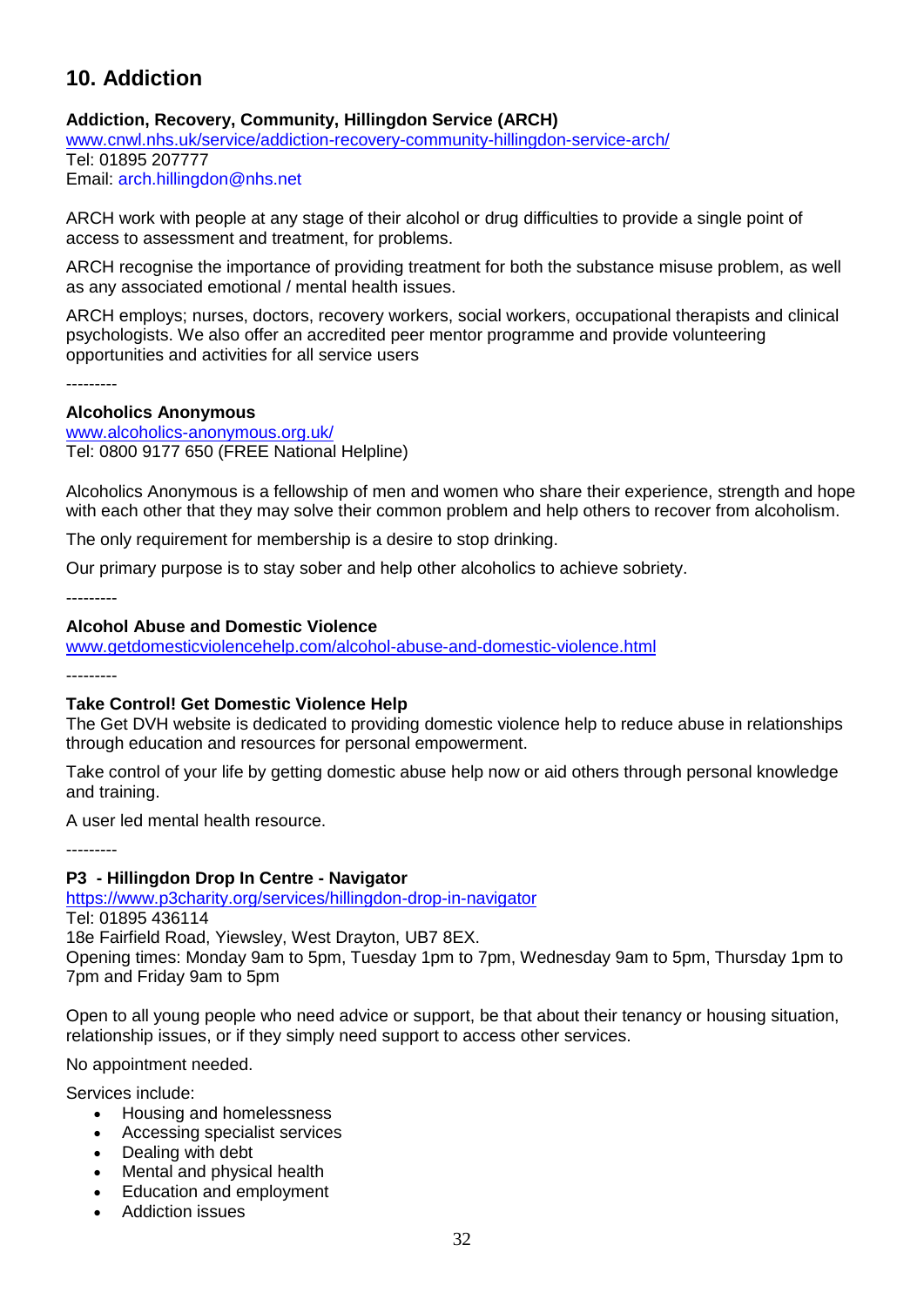## 10. Addiction

**Addiction, Recovery, Community, Hillingdon Service (ARCH)**
www.cnwl.nhs.uk/service/addiction-recovery-community-hillingdon-service-arch/
Tel: 01895 207777
Email: arch.hillingdon@nhs.net

ARCH work with people at any stage of their alcohol or drug difficulties to provide a single point of access to assessment and treatment, for problems.

ARCH recognise the importance of providing treatment for both the substance misuse problem, as well as any associated emotional / mental health issues.

ARCH employs; nurses, doctors, recovery workers, social workers, occupational therapists and clinical psychologists. We also offer an accredited peer mentor programme and provide volunteering opportunities and activities for all service users

---------

**Alcoholics Anonymous**
www.alcoholics-anonymous.org.uk/
Tel: 0800 9177 650 (FREE National Helpline)

Alcoholics Anonymous is a fellowship of men and women who share their experience, strength and hope with each other that they may solve their common problem and help others to recover from alcoholism.

The only requirement for membership is a desire to stop drinking.

Our primary purpose is to stay sober and help other alcoholics to achieve sobriety.

---------

**Alcohol Abuse and Domestic Violence**
www.getdomesticviolencehelp.com/alcohol-abuse-and-domestic-violence.html

---------

**Take Control! Get Domestic Violence Help**
The Get DVH website is dedicated to providing domestic violence help to reduce abuse in relationships through education and resources for personal empowerment.

Take control of your life by getting domestic abuse help now or aid others through personal knowledge and training.

A user led mental health resource.

---------

**P3 - Hillingdon Drop In Centre - Navigator**
https://www.p3charity.org/services/hillingdon-drop-in-navigator
Tel: 01895 436114
18e Fairfield Road, Yiewsley, West Drayton, UB7 8EX.
Opening times: Monday 9am to 5pm, Tuesday 1pm to 7pm, Wednesday 9am to 5pm, Thursday 1pm to 7pm and Friday 9am to 5pm

Open to all young people who need advice or support, be that about their tenancy or housing situation, relationship issues, or if they simply need support to access other services.

No appointment needed.

Services include:

- Housing and homelessness
- Accessing specialist services
- Dealing with debt
- Mental and physical health
- Education and employment
- Addiction issues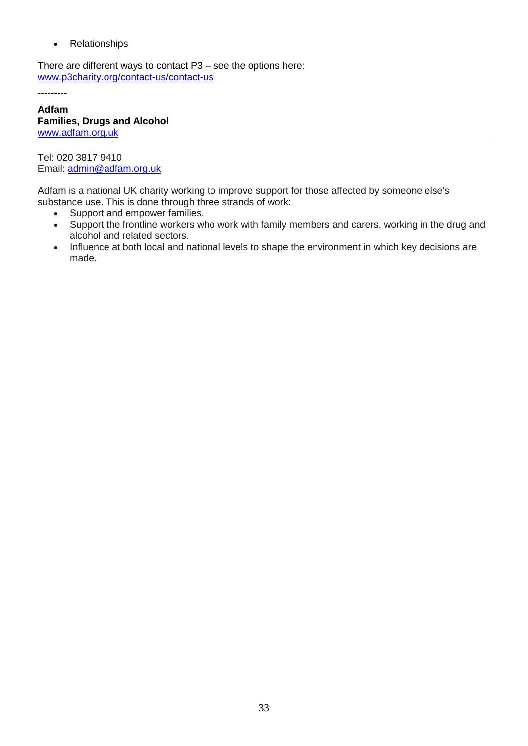- Relationships

There are different ways to contact P3 – see the options here:
www.p3charity.org/contact-us/contact-us

---------

**Adfam**
**Families, Drugs and Alcohol**
www.adfam.org.uk

Tel: 020 3817 9410
Email: admin@adfam.org.uk

Adfam is a national UK charity working to improve support for those affected by someone else's substance use. This is done through three strands of work:

- Support and empower families.
- Support the frontline workers who work with family members and carers, working in the drug and alcohol and related sectors.
- Influence at both local and national levels to shape the environment in which key decisions are made.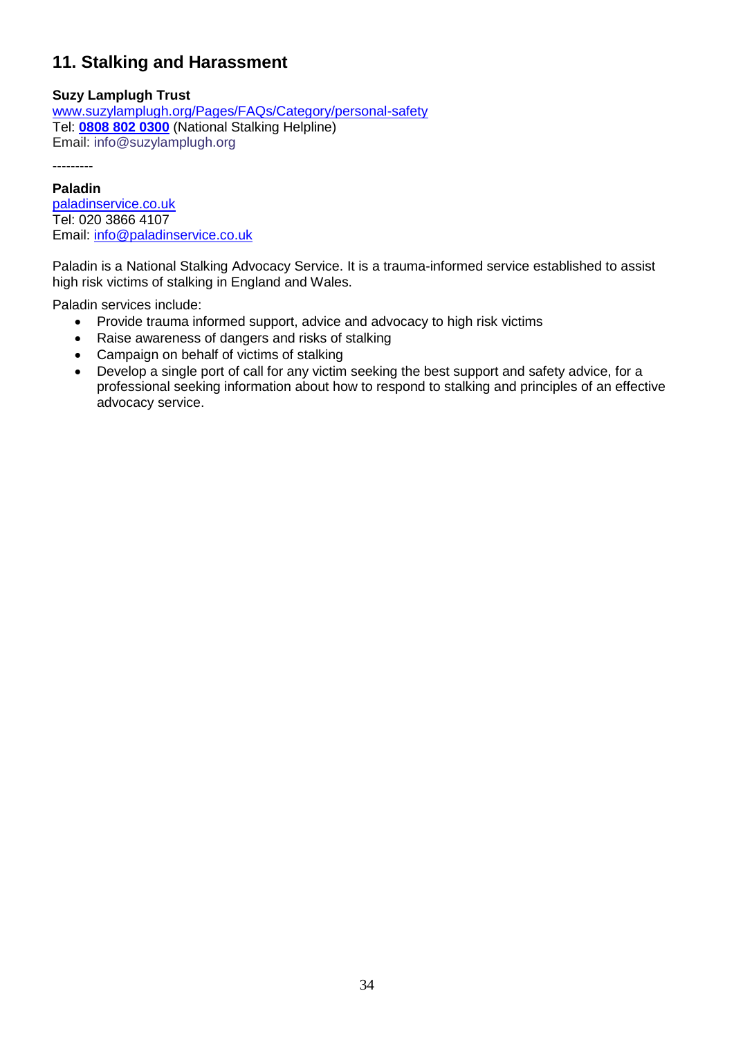## 11. Stalking and Harassment

**Suzy Lamplugh Trust**
www.suzylamplugh.org/Pages/FAQs/Category/personal-safety
Tel: **0808 802 0300** (National Stalking Helpline)
Email: info@suzylamplugh.org

---------

**Paladin**
paladinservice.co.uk
Tel: 020 3866 4107
Email: info@paladinservice.co.uk

Paladin is a National Stalking Advocacy Service. It is a trauma-informed service established to assist high risk victims of stalking in England and Wales.

Paladin services include:

- Provide trauma informed support, advice and advocacy to high risk victims
- Raise awareness of dangers and risks of stalking
- Campaign on behalf of victims of stalking
- Develop a single port of call for any victim seeking the best support and safety advice, for a professional seeking information about how to respond to stalking and principles of an effective advocacy service.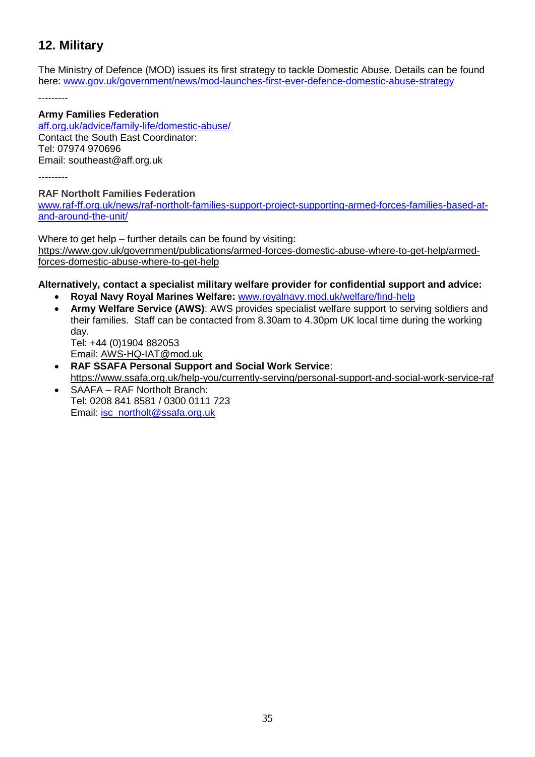## 12. Military

The Ministry of Defence (MOD) issues its first strategy to tackle Domestic Abuse. Details can be found here: www.gov.uk/government/news/mod-launches-first-ever-defence-domestic-abuse-strategy

---------

**Army Families Federation**
aff.org.uk/advice/family-life/domestic-abuse/
Contact the South East Coordinator:
Tel: 07974 970696
Email: southeast@aff.org.uk

---------

**RAF Northolt Families Federation**
www.raf-ff.org.uk/news/raf-northolt-families-support-project-supporting-armed-forces-families-based-at-and-around-the-unit/

Where to get help – further details can be found by visiting:
https://www.gov.uk/government/publications/armed-forces-domestic-abuse-where-to-get-help/armed-forces-domestic-abuse-where-to-get-help

**Alternatively, contact a specialist military welfare provider for confidential support and advice:**

- **Royal Navy Royal Marines Welfare:** www.royalnavy.mod.uk/welfare/find-help
- **Army Welfare Service (AWS)**: AWS provides specialist welfare support to serving soldiers and their families. Staff can be contacted from 8.30am to 4.30pm UK local time during the working day.
  Tel: +44 (0)1904 882053
  Email: AWS-HQ-IAT@mod.uk
- **RAF SSAFA Personal Support and Social Work Service**:
  https://www.ssafa.org.uk/help-you/currently-serving/personal-support-and-social-work-service-raf
- SAAFA – RAF Northolt Branch:
  Tel: 0208 841 8581 / 0300 0111 723
  Email: isc_northolt@ssafa.org.uk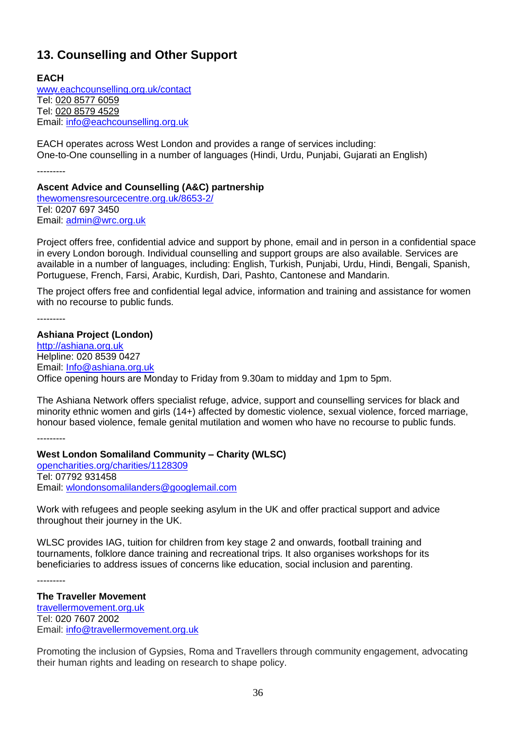## 13. Counselling and Other Support

**EACH**
www.eachcounselling.org.uk/contact
Tel: 020 8577 6059
Tel: 020 8579 4529
Email: info@eachcounselling.org.uk

EACH operates across West London and provides a range of services including:
One-to-One counselling in a number of languages (Hindi, Urdu, Punjabi, Gujarati an English)

---------

**Ascent Advice and Counselling (A&C) partnership**
thewomensresourcecentre.org.uk/8653-2/
Tel: 0207 697 3450
Email: admin@wrc.org.uk

Project offers free, confidential advice and support by phone, email and in person in a confidential space in every London borough. Individual counselling and support groups are also available. Services are available in a number of languages, including: English, Turkish, Punjabi, Urdu, Hindi, Bengali, Spanish, Portuguese, French, Farsi, Arabic, Kurdish, Dari, Pashto, Cantonese and Mandarin.

The project offers free and confidential legal advice, information and training and assistance for women with no recourse to public funds.

---------

**Ashiana Project (London)**
http://ashiana.org.uk
Helpline: 020 8539 0427
Email: Info@ashiana.org.uk
Office opening hours are Monday to Friday from 9.30am to midday and 1pm to 5pm.

The Ashiana Network offers specialist refuge, advice, support and counselling services for black and minority ethnic women and girls (14+) affected by domestic violence, sexual violence, forced marriage, honour based violence, female genital mutilation and women who have no recourse to public funds.

---------

**West London Somaliland Community – Charity (WLSC)**
opencharities.org/charities/1128309
Tel: 07792 931458
Email: wlondonsomalilanders@googlemail.com

Work with refugees and people seeking asylum in the UK and offer practical support and advice throughout their journey in the UK.

WLSC provides IAG, tuition for children from key stage 2 and onwards, football training and tournaments, folklore dance training and recreational trips. It also organises workshops for its beneficiaries to address issues of concerns like education, social inclusion and parenting.

---------

**The Traveller Movement**
travellermovement.org.uk
Tel: 020 7607 2002
Email: info@travellermovement.org.uk

Promoting the inclusion of Gypsies, Roma and Travellers through community engagement, advocating their human rights and leading on research to shape policy.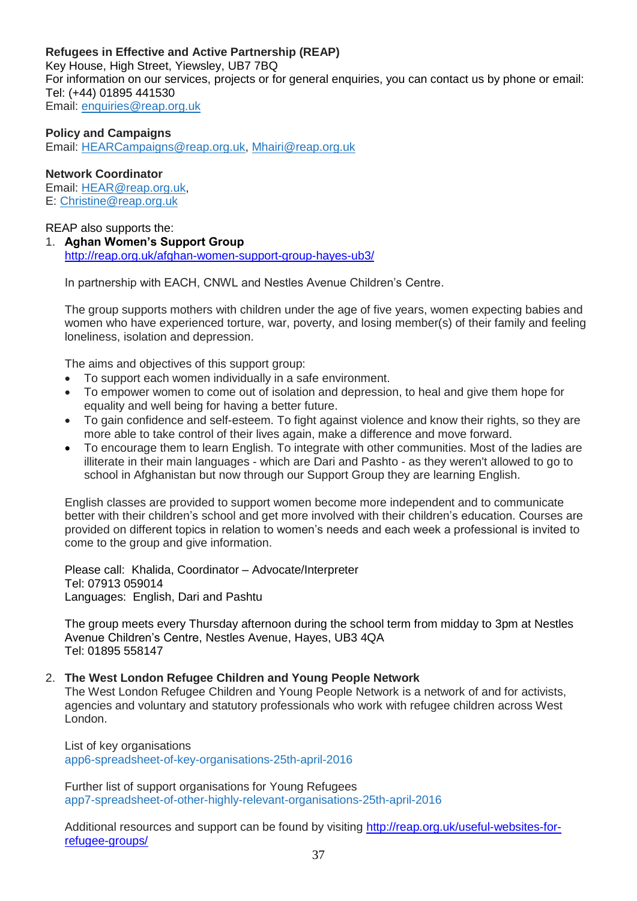**Refugees in Effective and Active Partnership (REAP)**
Key House, High Street, Yiewsley, UB7 7BQ
For information on our services, projects or for general enquiries, you can contact us by phone or email:
Tel: (+44) 01895 441530
Email: enquiries@reap.org.uk

**Policy and Campaigns**
Email: HEARCampaigns@reap.org.uk, Mhairi@reap.org.uk

**Network Coordinator**
Email: HEAR@reap.org.uk,
E: Christine@reap.org.uk

REAP also supports the:

1. **Aghan Women's Support Group**
   http://reap.org.uk/afghan-women-support-group-hayes-ub3/

   In partnership with EACH, CNWL and Nestles Avenue Children's Centre.

   The group supports mothers with children under the age of five years, women expecting babies and women who have experienced torture, war, poverty, and losing member(s) of their family and feeling loneliness, isolation and depression.

   The aims and objectives of this support group:

   - To support each women individually in a safe environment.
   - To empower women to come out of isolation and depression, to heal and give them hope for equality and well being for having a better future.
   - To gain confidence and self-esteem. To fight against violence and know their rights, so they are more able to take control of their lives again, make a difference and move forward.
   - To encourage them to learn English. To integrate with other communities. Most of the ladies are illiterate in their main languages - which are Dari and Pashto - as they weren't allowed to go to school in Afghanistan but now through our Support Group they are learning English.

   English classes are provided to support women become more independent and to communicate better with their children's school and get more involved with their children's education. Courses are provided on different topics in relation to women's needs and each week a professional is invited to come to the group and give information.

   Please call: Khalida, Coordinator – Advocate/Interpreter
   Tel: 07913 059014
   Languages: English, Dari and Pashtu

   The group meets every Thursday afternoon during the school term from midday to 3pm at Nestles Avenue Children's Centre, Nestles Avenue, Hayes, UB3 4QA
   Tel: 01895 558147

2. **The West London Refugee Children and Young People Network**
   The West London Refugee Children and Young People Network is a network of and for activists, agencies and voluntary and statutory professionals who work with refugee children across West London.

   List of key organisations
   app6-spreadsheet-of-key-organisations-25th-april-2016

   Further list of support organisations for Young Refugees
   app7-spreadsheet-of-other-highly-relevant-organisations-25th-april-2016

   Additional resources and support can be found by visiting http://reap.org.uk/useful-websites-for-refugee-groups/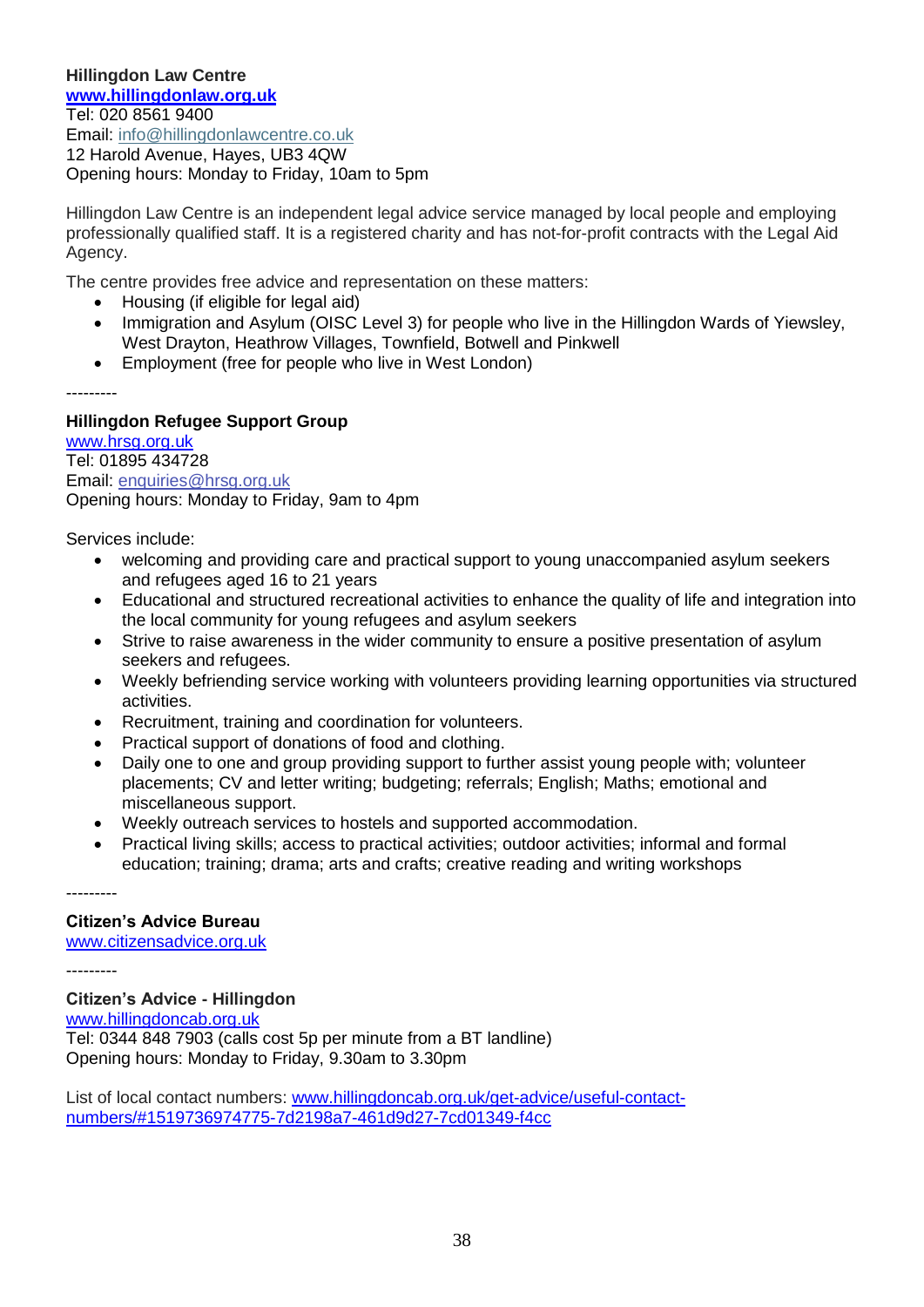**Hillingdon Law Centre**
**www.hillingdonlaw.org.uk**
Tel: 020 8561 9400
Email: info@hillingdonlawcentre.co.uk
12 Harold Avenue, Hayes, UB3 4QW
Opening hours: Monday to Friday, 10am to 5pm

Hillingdon Law Centre is an independent legal advice service managed by local people and employing professionally qualified staff. It is a registered charity and has not-for-profit contracts with the Legal Aid Agency.

The centre provides free advice and representation on these matters:

- Housing (if eligible for legal aid)
- Immigration and Asylum (OISC Level 3) for people who live in the Hillingdon Wards of Yiewsley, West Drayton, Heathrow Villages, Townfield, Botwell and Pinkwell
- Employment (free for people who live in West London)

---------

**Hillingdon Refugee Support Group**
www.hrsg.org.uk
Tel: 01895 434728
Email: enquiries@hrsg.org.uk
Opening hours: Monday to Friday, 9am to 4pm

Services include:

- welcoming and providing care and practical support to young unaccompanied asylum seekers and refugees aged 16 to 21 years
- Educational and structured recreational activities to enhance the quality of life and integration into the local community for young refugees and asylum seekers
- Strive to raise awareness in the wider community to ensure a positive presentation of asylum seekers and refugees.
- Weekly befriending service working with volunteers providing learning opportunities via structured activities.
- Recruitment, training and coordination for volunteers.
- Practical support of donations of food and clothing.
- Daily one to one and group providing support to further assist young people with; volunteer placements; CV and letter writing; budgeting; referrals; English; Maths; emotional and miscellaneous support.
- Weekly outreach services to hostels and supported accommodation.
- Practical living skills; access to practical activities; outdoor activities; informal and formal education; training; drama; arts and crafts; creative reading and writing workshops

---------

**Citizen's Advice Bureau**
www.citizensadvice.org.uk

---------

**Citizen's Advice - Hillingdon**
www.hillingdoncab.org.uk
Tel: 0344 848 7903 (calls cost 5p per minute from a BT landline)
Opening hours: Monday to Friday, 9.30am to 3.30pm

List of local contact numbers: www.hillingdoncab.org.uk/get-advice/useful-contact-numbers/#1519736974775-7d2198a7-461d9d27-7cd01349-f4cc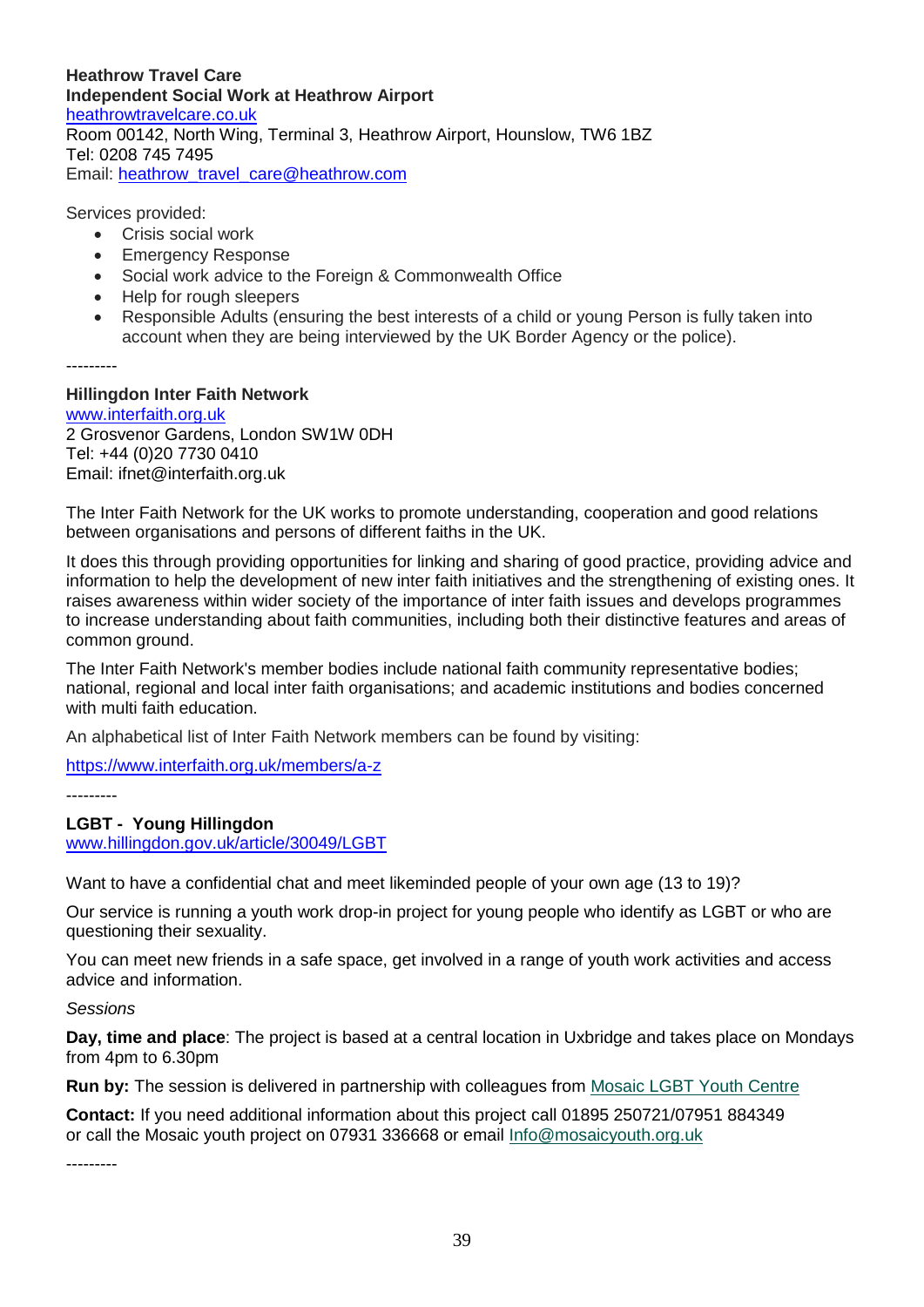**Heathrow Travel Care**
**Independent Social Work at Heathrow Airport**
[heathrowtravelcare.co.uk](heathrowtravelcare.co.uk)
Room 00142, North Wing, Terminal 3, Heathrow Airport, Hounslow, TW6 1BZ
Tel: 0208 745 7495
Email: [heathrow_travel_care@heathrow.com](mailto:heathrow_travel_care@heathrow.com)

Services provided:

- Crisis social work
- Emergency Response
- Social work advice to the Foreign & Commonwealth Office
- Help for rough sleepers
- Responsible Adults (ensuring the best interests of a child or young Person is fully taken into account when they are being interviewed by the UK Border Agency or the police).

---------

**Hillingdon Inter Faith Network**
[www.interfaith.org.uk](www.interfaith.org.uk)
2 Grosvenor Gardens, London SW1W 0DH
Tel: +44 (0)20 7730 0410
Email: ifnet@interfaith.org.uk

The Inter Faith Network for the UK works to promote understanding, cooperation and good relations between organisations and persons of different faiths in the UK.

It does this through providing opportunities for linking and sharing of good practice, providing advice and information to help the development of new inter faith initiatives and the strengthening of existing ones. It raises awareness within wider society of the importance of inter faith issues and develops programmes to increase understanding about faith communities, including both their distinctive features and areas of common ground.

The Inter Faith Network's member bodies include national faith community representative bodies; national, regional and local inter faith organisations; and academic institutions and bodies concerned with multi faith education.

An alphabetical list of Inter Faith Network members can be found by visiting:

[https://www.interfaith.org.uk/members/a-z](https://www.interfaith.org.uk/members/a-z)

---------

**LGBT - Young Hillingdon**
[www.hillingdon.gov.uk/article/30049/LGBT](www.hillingdon.gov.uk/article/30049/LGBT)

Want to have a confidential chat and meet likeminded people of your own age (13 to 19)?

Our service is running a youth work drop-in project for young people who identify as LGBT or who are questioning their sexuality.

You can meet new friends in a safe space, get involved in a range of youth work activities and access advice and information.

*Sessions*

**Day, time and place**: The project is based at a central location in Uxbridge and takes place on Mondays from 4pm to 6.30pm

**Run by:** The session is delivered in partnership with colleagues from Mosaic LGBT Youth Centre

**Contact:** If you need additional information about this project call 01895 250721/07951 884349 or call the Mosaic youth project on 07931 336668 or email [Info@mosaicyouth.org.uk](mailto:Info@mosaicyouth.org.uk)

---------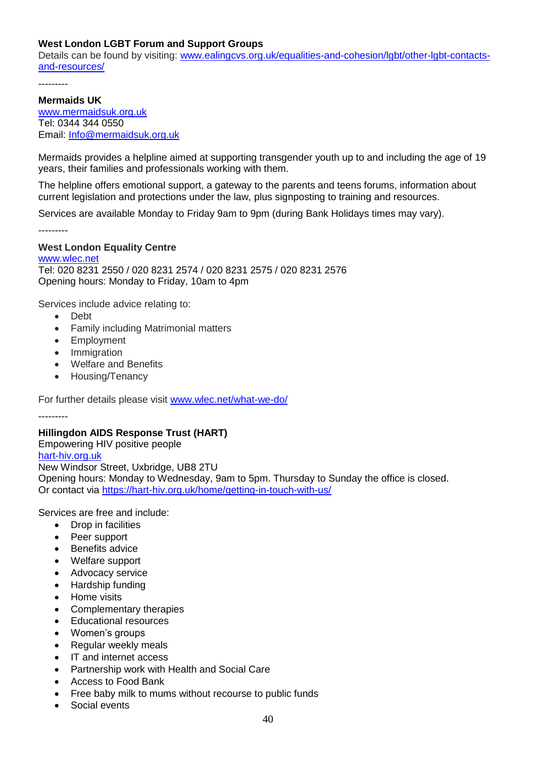**West London LGBT Forum and Support Groups**
Details can be found by visiting: [www.ealingcvs.org.uk/equalities-and-cohesion/lgbt/other-lgbt-contacts-and-resources/](www.ealingcvs.org.uk/equalities-and-cohesion/lgbt/other-lgbt-contacts-and-resources/)

---------

**Mermaids UK**
[www.mermaidsuk.org.uk](www.mermaidsuk.org.uk)
Tel: 0344 344 0550
Email: [Info@mermaidsuk.org.uk](mailto:Info@mermaidsuk.org.uk)

Mermaids provides a helpline aimed at supporting transgender youth up to and including the age of 19 years, their families and professionals working with them.

The helpline offers emotional support, a gateway to the parents and teens forums, information about current legislation and protections under the law, plus signposting to training and resources.

Services are available Monday to Friday 9am to 9pm (during Bank Holidays times may vary).

---------

**West London Equality Centre**
[www.wlec.net](www.wlec.net)
Tel: 020 8231 2550 / 020 8231 2574 / 020 8231 2575 / 020 8231 2576
Opening hours: Monday to Friday, 10am to 4pm

Services include advice relating to:

- Debt
- Family including Matrimonial matters
- Employment
- Immigration
- Welfare and Benefits
- Housing/Tenancy

For further details please visit [www.wlec.net/what-we-do/](www.wlec.net/what-we-do/)

---------

**Hillingdon AIDS Response Trust (HART)**
Empowering HIV positive people
[hart-hiv.org.uk](hart-hiv.org.uk)
New Windsor Street, Uxbridge, UB8 2TU
Opening hours: Monday to Wednesday, 9am to 5pm. Thursday to Sunday the office is closed.
Or contact via [https://hart-hiv.org.uk/home/getting-in-touch-with-us/](https://hart-hiv.org.uk/home/getting-in-touch-with-us/)

Services are free and include:

- Drop in facilities
- Peer support
- Benefits advice
- Welfare support
- Advocacy service
- Hardship funding
- Home visits
- Complementary therapies
- Educational resources
- Women's groups
- Regular weekly meals
- IT and internet access
- Partnership work with Health and Social Care
- Access to Food Bank
- Free baby milk to mums without recourse to public funds
- Social events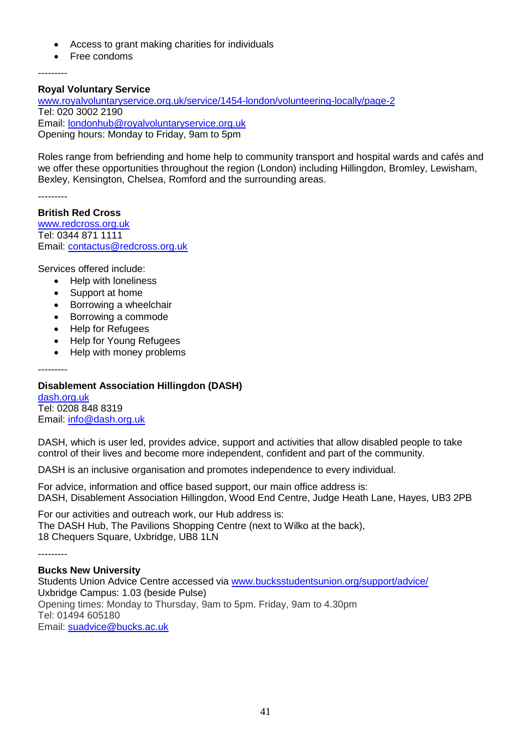- Access to grant making charities for individuals
- Free condoms

---------

**Royal Voluntary Service**
[www.royalvoluntaryservice.org.uk/service/1454-london/volunteering-locally/page-2](www.royalvoluntaryservice.org.uk/service/1454-london/volunteering-locally/page-2)
Tel: 020 3002 2190
Email: [londonhub@royalvoluntaryservice.org.uk](mailto:londonhub@royalvoluntaryservice.org.uk)
Opening hours: Monday to Friday, 9am to 5pm

Roles range from befriending and home help to community transport and hospital wards and cafés and we offer these opportunities throughout the region (London) including Hillingdon, Bromley, Lewisham, Bexley, Kensington, Chelsea, Romford and the surrounding areas.

---------

**British Red Cross**
[www.redcross.org.uk](www.redcross.org.uk)
Tel: 0344 871 1111
Email: [contactus@redcross.org.uk](mailto:contactus@redcross.org.uk)

Services offered include:

- Help with loneliness
- Support at home
- Borrowing a wheelchair
- Borrowing a commode
- Help for Refugees
- Help for Young Refugees
- Help with money problems

---------

**Disablement Association Hillingdon (DASH)**
[dash.org.uk](dash.org.uk)
Tel: 0208 848 8319
Email: [info@dash.org.uk](mailto:info@dash.org.uk)

DASH, which is user led, provides advice, support and activities that allow disabled people to take control of their lives and become more independent, confident and part of the community.

DASH is an inclusive organisation and promotes independence to every individual.

For advice, information and office based support, our main office address is:
DASH, Disablement Association Hillingdon, Wood End Centre, Judge Heath Lane, Hayes, UB3 2PB

For our activities and outreach work, our Hub address is:
The DASH Hub, The Pavilions Shopping Centre (next to Wilko at the back),
18 Chequers Square, Uxbridge, UB8 1LN

---------

**Bucks New University**
Students Union Advice Centre accessed via [www.bucksstudentsunion.org/support/advice/](www.bucksstudentsunion.org/support/advice/)
Uxbridge Campus: 1.03 (beside Pulse)
Opening times: Monday to Thursday, 9am to 5pm. Friday, 9am to 4.30pm
Tel: 01494 605180
Email: [suadvice@bucks.ac.uk](mailto:suadvice@bucks.ac.uk)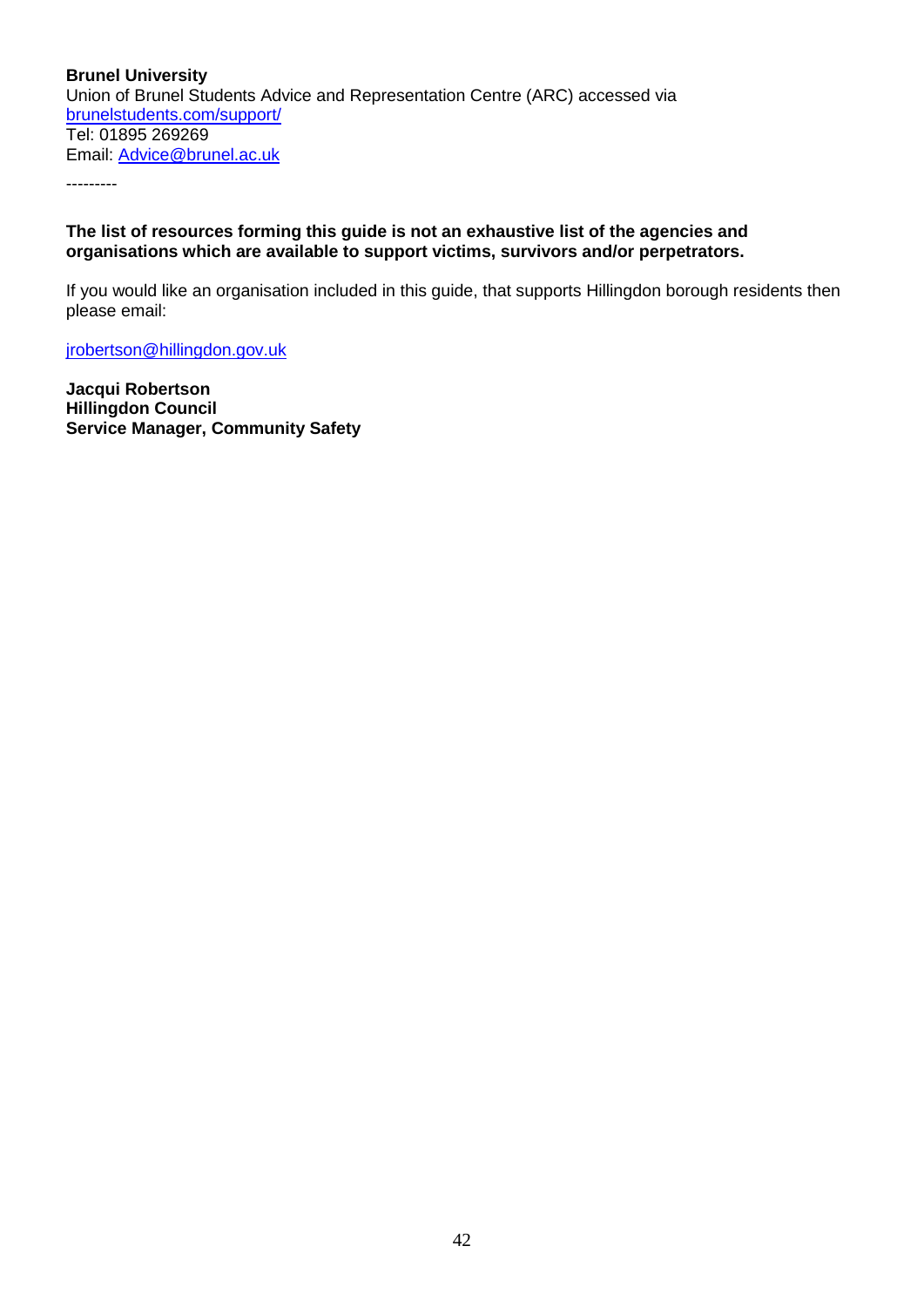**Brunel University**
Union of Brunel Students Advice and Representation Centre (ARC) accessed via
brunelstudents.com/support/
Tel: 01895 269269
Email: Advice@brunel.ac.uk

---------

**The list of resources forming this guide is not an exhaustive list of the agencies and organisations which are available to support victims, survivors and/or perpetrators.**

If you would like an organisation included in this guide, that supports Hillingdon borough residents then please email:

jrobertson@hillingdon.gov.uk

**Jacqui Robertson**
**Hillingdon Council**
**Service Manager, Community Safety**